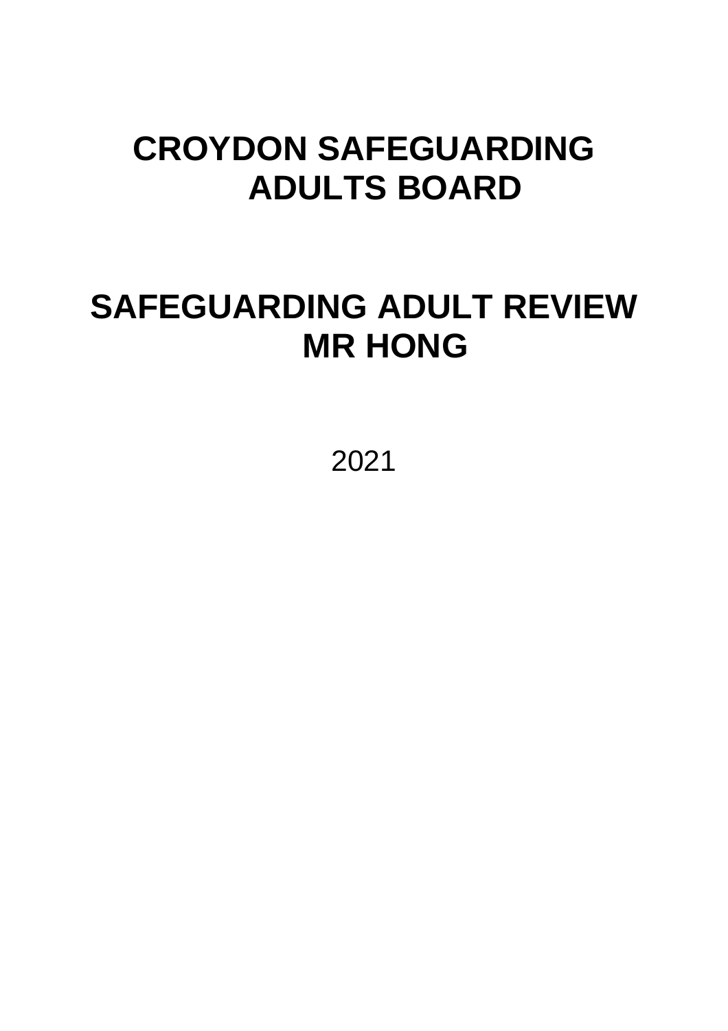# CROYDON SAFEGUARDING ADULTS BOARD

# SAFEGUARDING ADULT REVIEW MR HONG

2021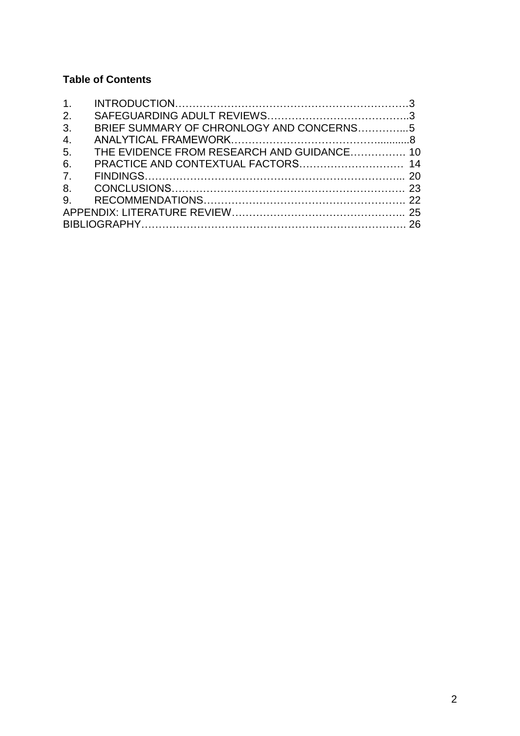**Table of Contents**

1. INTRODUCTION……………………………………………………………3
2. SAFEGUARDING ADULT REVIEWS…………………………………..3
3. BRIEF SUMMARY OF CHRONLOGY AND CONCERNS…………....5
4. ANALYTICAL FRAMEWORK…………………………………….........8
5. THE EVIDENCE FROM RESEARCH AND GUIDANCE……………. 10
6. PRACTICE AND CONTEXTUAL FACTORS………………………… 14
7. FINDINGS…………………………………………………………….... 20
8. CONCLUSIONS………………………………………………………. 23
9. RECOMMENDATIONS………………………………………………. 22

APPENDIX: LITERATURE REVIEW………………………………………... 25

BIBLIOGRAPHY………………………………………………………………. 26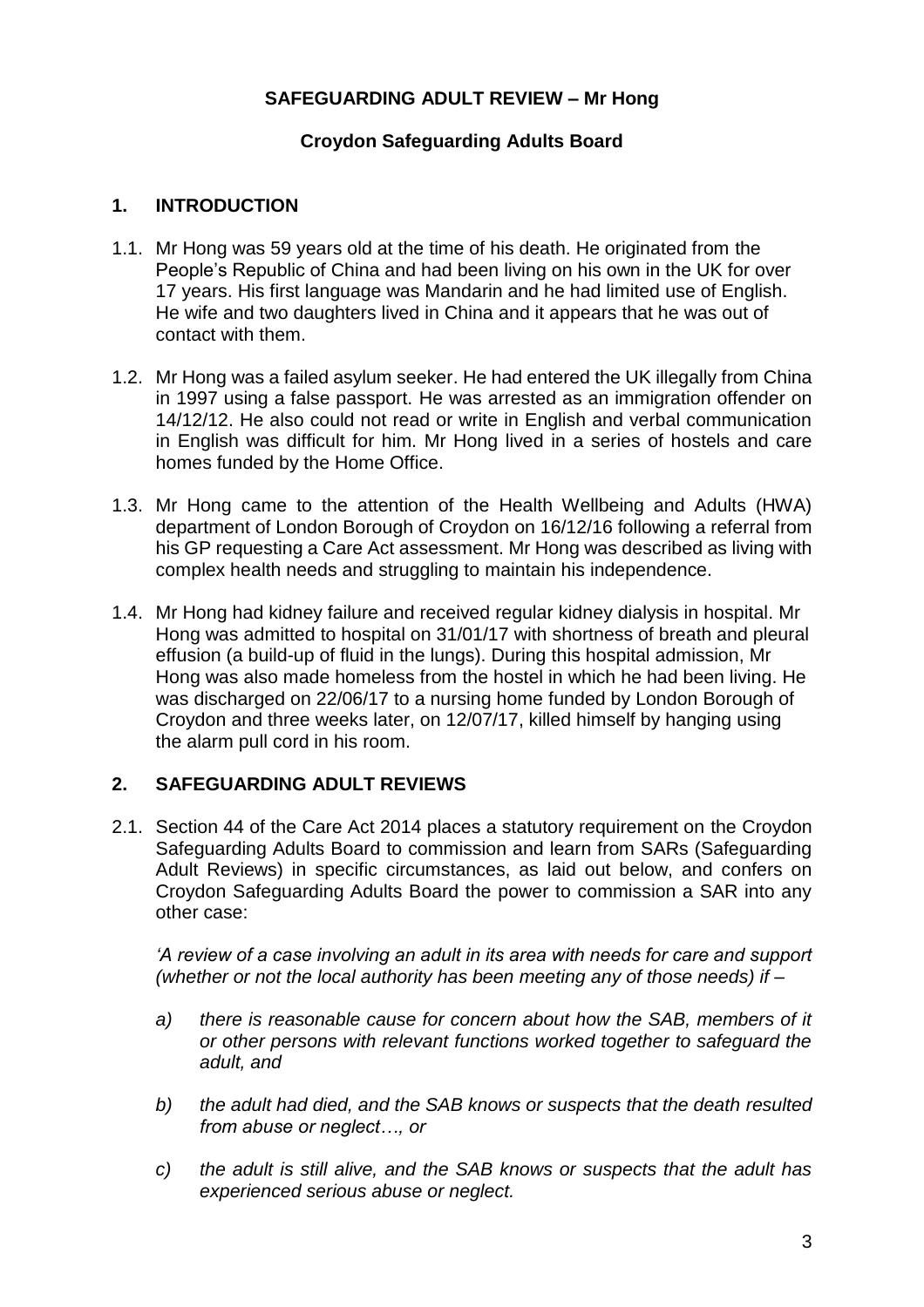**SAFEGUARDING ADULT REVIEW – Mr Hong**

**Croydon Safeguarding Adults Board**

## 1. INTRODUCTION

1.1. Mr Hong was 59 years old at the time of his death. He originated from the People's Republic of China and had been living on his own in the UK for over 17 years. His first language was Mandarin and he had limited use of English. He wife and two daughters lived in China and it appears that he was out of contact with them.

1.2. Mr Hong was a failed asylum seeker. He had entered the UK illegally from China in 1997 using a false passport. He was arrested as an immigration offender on 14/12/12. He also could not read or write in English and verbal communication in English was difficult for him. Mr Hong lived in a series of hostels and care homes funded by the Home Office.

1.3. Mr Hong came to the attention of the Health Wellbeing and Adults (HWA) department of London Borough of Croydon on 16/12/16 following a referral from his GP requesting a Care Act assessment. Mr Hong was described as living with complex health needs and struggling to maintain his independence.

1.4. Mr Hong had kidney failure and received regular kidney dialysis in hospital. Mr Hong was admitted to hospital on 31/01/17 with shortness of breath and pleural effusion (a build-up of fluid in the lungs). During this hospital admission, Mr Hong was also made homeless from the hostel in which he had been living. He was discharged on 22/06/17 to a nursing home funded by London Borough of Croydon and three weeks later, on 12/07/17, killed himself by hanging using the alarm pull cord in his room.

## 2. SAFEGUARDING ADULT REVIEWS

2.1. Section 44 of the Care Act 2014 places a statutory requirement on the Croydon Safeguarding Adults Board to commission and learn from SARs (Safeguarding Adult Reviews) in specific circumstances, as laid out below, and confers on Croydon Safeguarding Adults Board the power to commission a SAR into any other case:

*'A review of a case involving an adult in its area with needs for care and support (whether or not the local authority has been meeting any of those needs) if –*

- *a) there is reasonable cause for concern about how the SAB, members of it or other persons with relevant functions worked together to safeguard the adult, and*
- *b) the adult had died, and the SAB knows or suspects that the death resulted from abuse or neglect…, or*
- *c) the adult is still alive, and the SAB knows or suspects that the adult has experienced serious abuse or neglect.*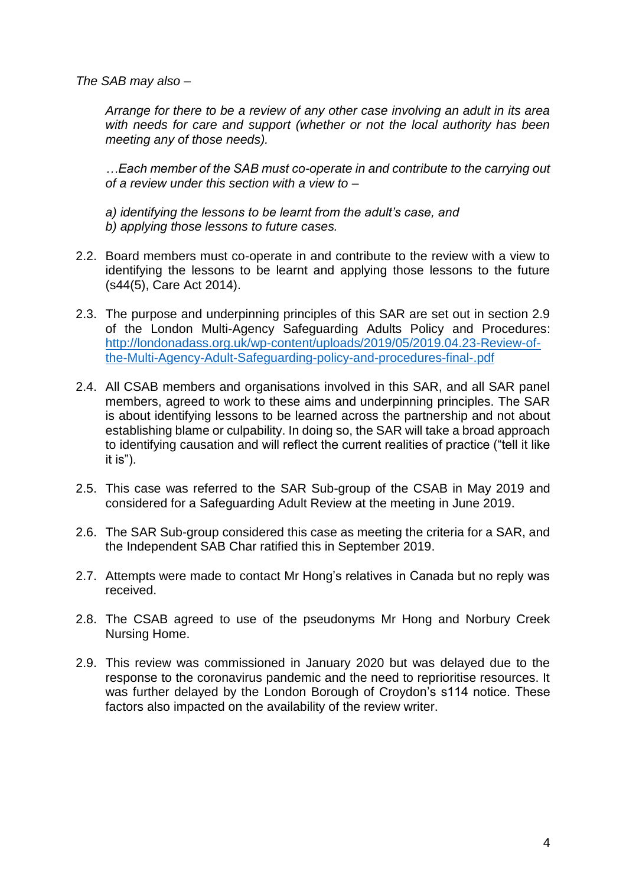*The SAB may also –*

> *Arrange for there to be a review of any other case involving an adult in its area with needs for care and support (whether or not the local authority has been meeting any of those needs).*
>
> *…Each member of the SAB must co-operate in and contribute to the carrying out of a review under this section with a view to –*
>
> *a) identifying the lessons to be learnt from the adult's case, and*
> *b) applying those lessons to future cases.*

2.2. Board members must co-operate in and contribute to the review with a view to identifying the lessons to be learnt and applying those lessons to the future (s44(5), Care Act 2014).

2.3. The purpose and underpinning principles of this SAR are set out in section 2.9 of the London Multi-Agency Safeguarding Adults Policy and Procedures: [http://londonadass.org.uk/wp-content/uploads/2019/05/2019.04.23-Review-of-the-Multi-Agency-Adult-Safeguarding-policy-and-procedures-final-.pdf](http://londonadass.org.uk/wp-content/uploads/2019/05/2019.04.23-Review-of-the-Multi-Agency-Adult-Safeguarding-policy-and-procedures-final-.pdf)

2.4. All CSAB members and organisations involved in this SAR, and all SAR panel members, agreed to work to these aims and underpinning principles. The SAR is about identifying lessons to be learned across the partnership and not about establishing blame or culpability. In doing so, the SAR will take a broad approach to identifying causation and will reflect the current realities of practice ("tell it like it is").

2.5. This case was referred to the SAR Sub-group of the CSAB in May 2019 and considered for a Safeguarding Adult Review at the meeting in June 2019.

2.6. The SAR Sub-group considered this case as meeting the criteria for a SAR, and the Independent SAB Char ratified this in September 2019.

2.7. Attempts were made to contact Mr Hong's relatives in Canada but no reply was received.

2.8. The CSAB agreed to use of the pseudonyms Mr Hong and Norbury Creek Nursing Home.

2.9. This review was commissioned in January 2020 but was delayed due to the response to the coronavirus pandemic and the need to reprioritise resources. It was further delayed by the London Borough of Croydon's s114 notice. These factors also impacted on the availability of the review writer.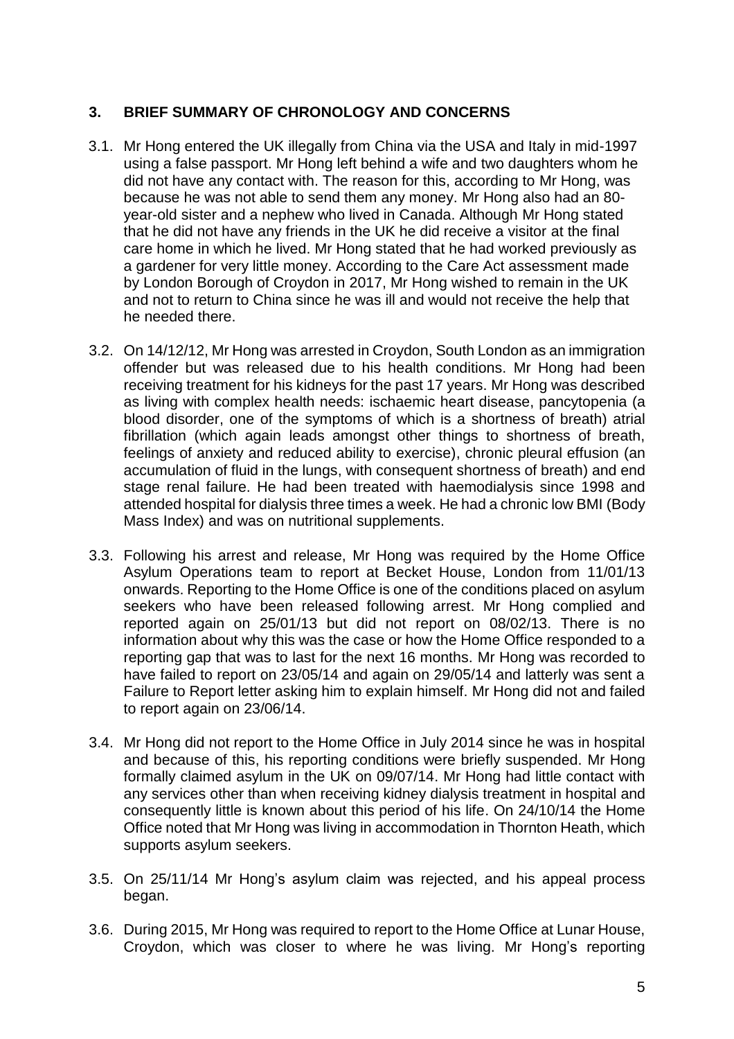## 3. BRIEF SUMMARY OF CHRONOLOGY AND CONCERNS

3.1. Mr Hong entered the UK illegally from China via the USA and Italy in mid-1997 using a false passport. Mr Hong left behind a wife and two daughters whom he did not have any contact with. The reason for this, according to Mr Hong, was because he was not able to send them any money. Mr Hong also had an 80-year-old sister and a nephew who lived in Canada. Although Mr Hong stated that he did not have any friends in the UK he did receive a visitor at the final care home in which he lived. Mr Hong stated that he had worked previously as a gardener for very little money. According to the Care Act assessment made by London Borough of Croydon in 2017, Mr Hong wished to remain in the UK and not to return to China since he was ill and would not receive the help that he needed there.

3.2. On 14/12/12, Mr Hong was arrested in Croydon, South London as an immigration offender but was released due to his health conditions. Mr Hong had been receiving treatment for his kidneys for the past 17 years. Mr Hong was described as living with complex health needs: ischaemic heart disease, pancytopenia (a blood disorder, one of the symptoms of which is a shortness of breath) atrial fibrillation (which again leads amongst other things to shortness of breath, feelings of anxiety and reduced ability to exercise), chronic pleural effusion (an accumulation of fluid in the lungs, with consequent shortness of breath) and end stage renal failure. He had been treated with haemodialysis since 1998 and attended hospital for dialysis three times a week. He had a chronic low BMI (Body Mass Index) and was on nutritional supplements.

3.3. Following his arrest and release, Mr Hong was required by the Home Office Asylum Operations team to report at Becket House, London from 11/01/13 onwards. Reporting to the Home Office is one of the conditions placed on asylum seekers who have been released following arrest. Mr Hong complied and reported again on 25/01/13 but did not report on 08/02/13. There is no information about why this was the case or how the Home Office responded to a reporting gap that was to last for the next 16 months. Mr Hong was recorded to have failed to report on 23/05/14 and again on 29/05/14 and latterly was sent a Failure to Report letter asking him to explain himself. Mr Hong did not and failed to report again on 23/06/14.

3.4. Mr Hong did not report to the Home Office in July 2014 since he was in hospital and because of this, his reporting conditions were briefly suspended. Mr Hong formally claimed asylum in the UK on 09/07/14. Mr Hong had little contact with any services other than when receiving kidney dialysis treatment in hospital and consequently little is known about this period of his life. On 24/10/14 the Home Office noted that Mr Hong was living in accommodation in Thornton Heath, which supports asylum seekers.

3.5. On 25/11/14 Mr Hong's asylum claim was rejected, and his appeal process began.

3.6. During 2015, Mr Hong was required to report to the Home Office at Lunar House, Croydon, which was closer to where he was living. Mr Hong's reporting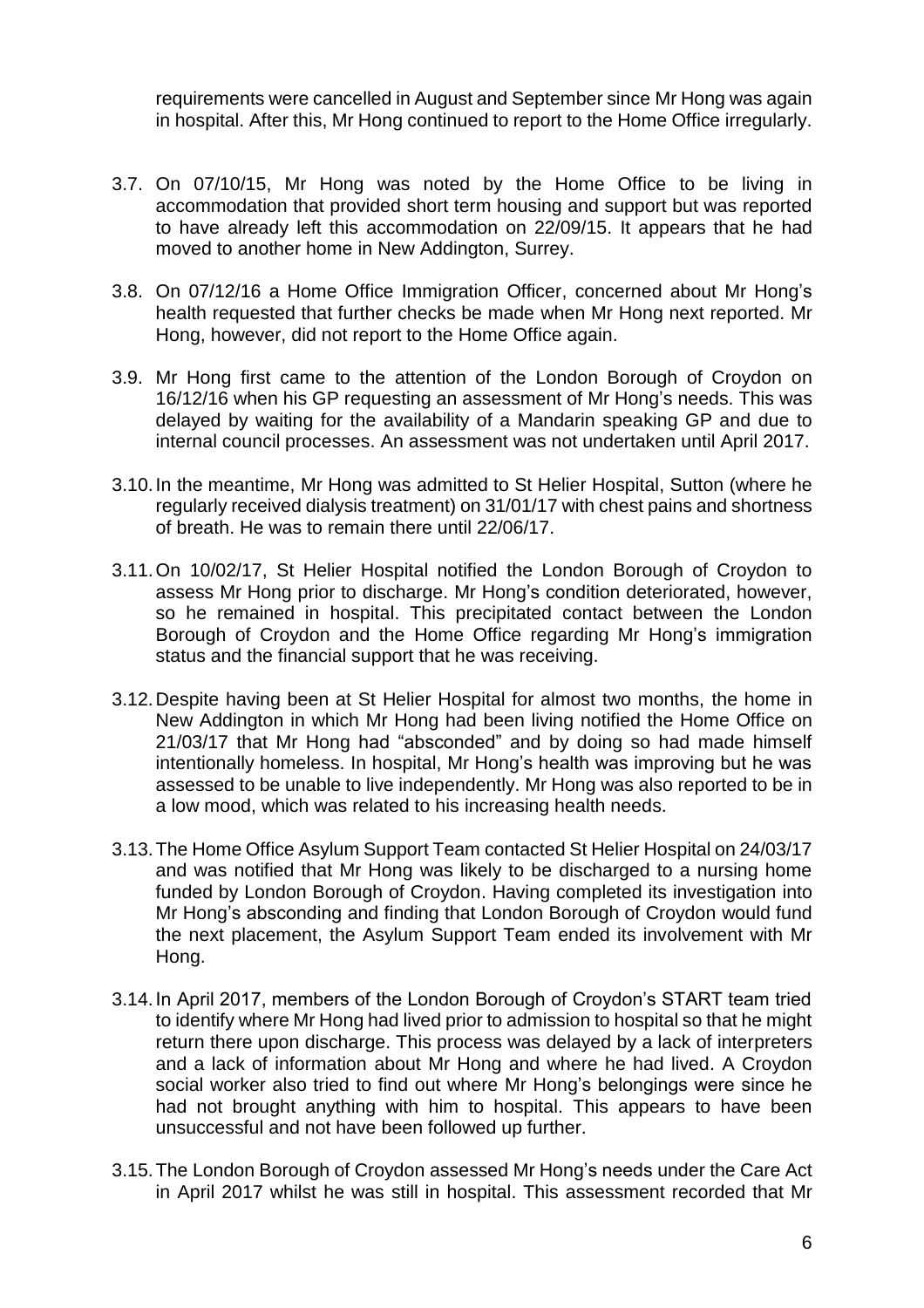requirements were cancelled in August and September since Mr Hong was again in hospital. After this, Mr Hong continued to report to the Home Office irregularly.

3.7. On 07/10/15, Mr Hong was noted by the Home Office to be living in accommodation that provided short term housing and support but was reported to have already left this accommodation on 22/09/15. It appears that he had moved to another home in New Addington, Surrey.

3.8. On 07/12/16 a Home Office Immigration Officer, concerned about Mr Hong's health requested that further checks be made when Mr Hong next reported. Mr Hong, however, did not report to the Home Office again.

3.9. Mr Hong first came to the attention of the London Borough of Croydon on 16/12/16 when his GP requesting an assessment of Mr Hong's needs. This was delayed by waiting for the availability of a Mandarin speaking GP and due to internal council processes. An assessment was not undertaken until April 2017.

3.10. In the meantime, Mr Hong was admitted to St Helier Hospital, Sutton (where he regularly received dialysis treatment) on 31/01/17 with chest pains and shortness of breath. He was to remain there until 22/06/17.

3.11. On 10/02/17, St Helier Hospital notified the London Borough of Croydon to assess Mr Hong prior to discharge. Mr Hong's condition deteriorated, however, so he remained in hospital. This precipitated contact between the London Borough of Croydon and the Home Office regarding Mr Hong's immigration status and the financial support that he was receiving.

3.12. Despite having been at St Helier Hospital for almost two months, the home in New Addington in which Mr Hong had been living notified the Home Office on 21/03/17 that Mr Hong had "absconded" and by doing so had made himself intentionally homeless. In hospital, Mr Hong's health was improving but he was assessed to be unable to live independently. Mr Hong was also reported to be in a low mood, which was related to his increasing health needs.

3.13. The Home Office Asylum Support Team contacted St Helier Hospital on 24/03/17 and was notified that Mr Hong was likely to be discharged to a nursing home funded by London Borough of Croydon. Having completed its investigation into Mr Hong's absconding and finding that London Borough of Croydon would fund the next placement, the Asylum Support Team ended its involvement with Mr Hong.

3.14. In April 2017, members of the London Borough of Croydon's START team tried to identify where Mr Hong had lived prior to admission to hospital so that he might return there upon discharge. This process was delayed by a lack of interpreters and a lack of information about Mr Hong and where he had lived. A Croydon social worker also tried to find out where Mr Hong's belongings were since he had not brought anything with him to hospital. This appears to have been unsuccessful and not have been followed up further.

3.15. The London Borough of Croydon assessed Mr Hong's needs under the Care Act in April 2017 whilst he was still in hospital. This assessment recorded that Mr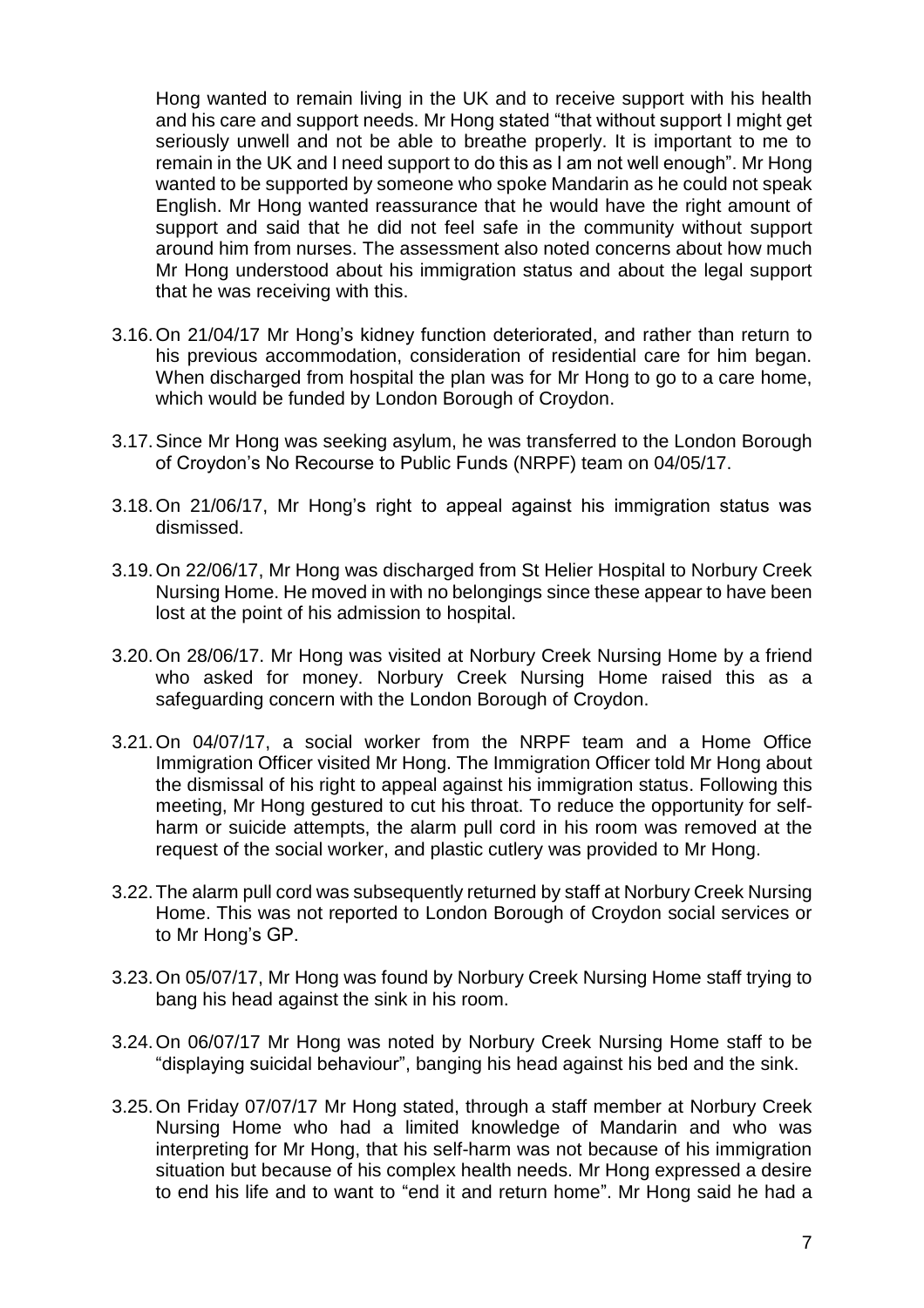Hong wanted to remain living in the UK and to receive support with his health and his care and support needs. Mr Hong stated "that without support I might get seriously unwell and not be able to breathe properly. It is important to me to remain in the UK and I need support to do this as I am not well enough". Mr Hong wanted to be supported by someone who spoke Mandarin as he could not speak English. Mr Hong wanted reassurance that he would have the right amount of support and said that he did not feel safe in the community without support around him from nurses. The assessment also noted concerns about how much Mr Hong understood about his immigration status and about the legal support that he was receiving with this.

3.16. On 21/04/17 Mr Hong's kidney function deteriorated, and rather than return to his previous accommodation, consideration of residential care for him began. When discharged from hospital the plan was for Mr Hong to go to a care home, which would be funded by London Borough of Croydon.

3.17. Since Mr Hong was seeking asylum, he was transferred to the London Borough of Croydon's No Recourse to Public Funds (NRPF) team on 04/05/17.

3.18. On 21/06/17, Mr Hong's right to appeal against his immigration status was dismissed.

3.19. On 22/06/17, Mr Hong was discharged from St Helier Hospital to Norbury Creek Nursing Home. He moved in with no belongings since these appear to have been lost at the point of his admission to hospital.

3.20. On 28/06/17. Mr Hong was visited at Norbury Creek Nursing Home by a friend who asked for money. Norbury Creek Nursing Home raised this as a safeguarding concern with the London Borough of Croydon.

3.21. On 04/07/17, a social worker from the NRPF team and a Home Office Immigration Officer visited Mr Hong. The Immigration Officer told Mr Hong about the dismissal of his right to appeal against his immigration status. Following this meeting, Mr Hong gestured to cut his throat. To reduce the opportunity for self-harm or suicide attempts, the alarm pull cord in his room was removed at the request of the social worker, and plastic cutlery was provided to Mr Hong.

3.22. The alarm pull cord was subsequently returned by staff at Norbury Creek Nursing Home. This was not reported to London Borough of Croydon social services or to Mr Hong's GP.

3.23. On 05/07/17, Mr Hong was found by Norbury Creek Nursing Home staff trying to bang his head against the sink in his room.

3.24. On 06/07/17 Mr Hong was noted by Norbury Creek Nursing Home staff to be "displaying suicidal behaviour", banging his head against his bed and the sink.

3.25. On Friday 07/07/17 Mr Hong stated, through a staff member at Norbury Creek Nursing Home who had a limited knowledge of Mandarin and who was interpreting for Mr Hong, that his self-harm was not because of his immigration situation but because of his complex health needs. Mr Hong expressed a desire to end his life and to want to "end it and return home". Mr Hong said he had a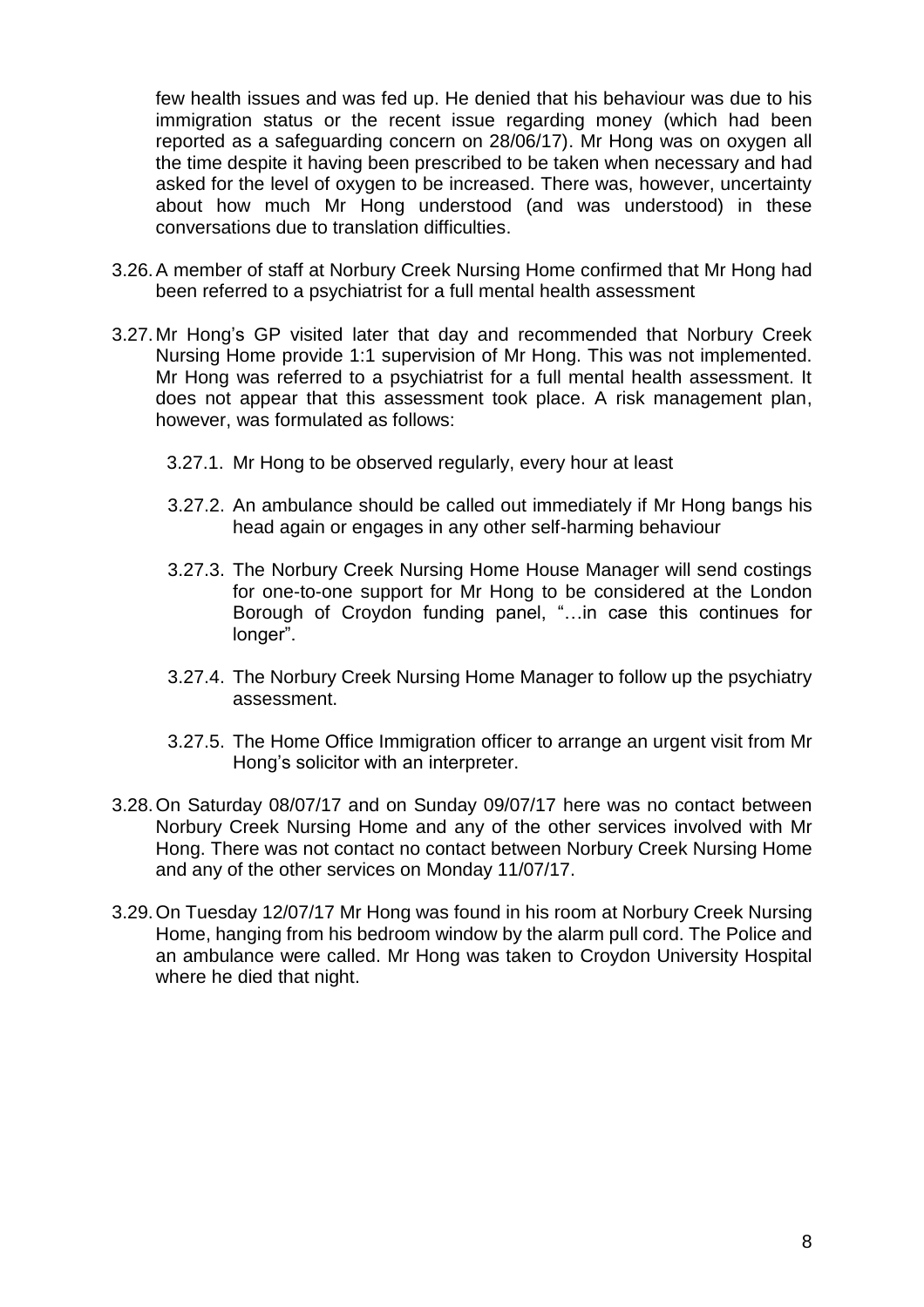few health issues and was fed up. He denied that his behaviour was due to his immigration status or the recent issue regarding money (which had been reported as a safeguarding concern on 28/06/17). Mr Hong was on oxygen all the time despite it having been prescribed to be taken when necessary and had asked for the level of oxygen to be increased. There was, however, uncertainty about how much Mr Hong understood (and was understood) in these conversations due to translation difficulties.

3.26. A member of staff at Norbury Creek Nursing Home confirmed that Mr Hong had been referred to a psychiatrist for a full mental health assessment

3.27. Mr Hong's GP visited later that day and recommended that Norbury Creek Nursing Home provide 1:1 supervision of Mr Hong. This was not implemented. Mr Hong was referred to a psychiatrist for a full mental health assessment. It does not appear that this assessment took place. A risk management plan, however, was formulated as follows:

 3.27.1. Mr Hong to be observed regularly, every hour at least

 3.27.2. An ambulance should be called out immediately if Mr Hong bangs his head again or engages in any other self-harming behaviour

 3.27.3. The Norbury Creek Nursing Home House Manager will send costings for one-to-one support for Mr Hong to be considered at the London Borough of Croydon funding panel, "…in case this continues for longer".

 3.27.4. The Norbury Creek Nursing Home Manager to follow up the psychiatry assessment.

 3.27.5. The Home Office Immigration officer to arrange an urgent visit from Mr Hong's solicitor with an interpreter.

3.28. On Saturday 08/07/17 and on Sunday 09/07/17 here was no contact between Norbury Creek Nursing Home and any of the other services involved with Mr Hong. There was not contact no contact between Norbury Creek Nursing Home and any of the other services on Monday 11/07/17.

3.29. On Tuesday 12/07/17 Mr Hong was found in his room at Norbury Creek Nursing Home, hanging from his bedroom window by the alarm pull cord. The Police and an ambulance were called. Mr Hong was taken to Croydon University Hospital where he died that night.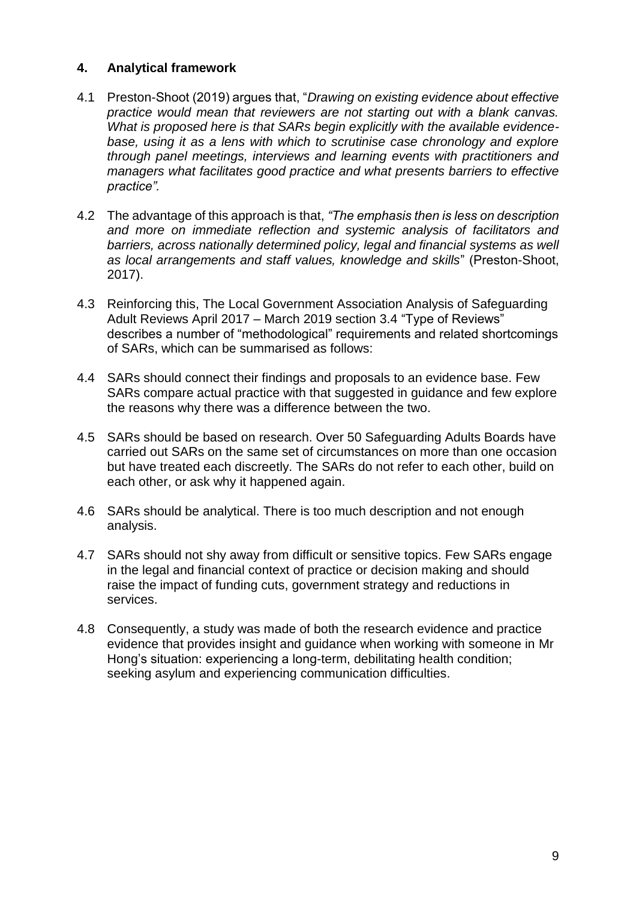## 4. Analytical framework

4.1 Preston-Shoot (2019) argues that, "*Drawing on existing evidence about effective practice would mean that reviewers are not starting out with a blank canvas. What is proposed here is that SARs begin explicitly with the available evidence-base, using it as a lens with which to scrutinise case chronology and explore through panel meetings, interviews and learning events with practitioners and managers what facilitates good practice and what presents barriers to effective practice".*

4.2 The advantage of this approach is that, *"The emphasis then is less on description and more on immediate reflection and systemic analysis of facilitators and barriers, across nationally determined policy, legal and financial systems as well as local arrangements and staff values, knowledge and skills*" (Preston-Shoot, 2017).

4.3 Reinforcing this, The Local Government Association Analysis of Safeguarding Adult Reviews April 2017 – March 2019 section 3.4 "Type of Reviews" describes a number of "methodological" requirements and related shortcomings of SARs, which can be summarised as follows:

4.4 SARs should connect their findings and proposals to an evidence base. Few SARs compare actual practice with that suggested in guidance and few explore the reasons why there was a difference between the two.

4.5 SARs should be based on research. Over 50 Safeguarding Adults Boards have carried out SARs on the same set of circumstances on more than one occasion but have treated each discreetly. The SARs do not refer to each other, build on each other, or ask why it happened again.

4.6 SARs should be analytical. There is too much description and not enough analysis.

4.7 SARs should not shy away from difficult or sensitive topics. Few SARs engage in the legal and financial context of practice or decision making and should raise the impact of funding cuts, government strategy and reductions in services.

4.8 Consequently, a study was made of both the research evidence and practice evidence that provides insight and guidance when working with someone in Mr Hong's situation: experiencing a long-term, debilitating health condition; seeking asylum and experiencing communication difficulties.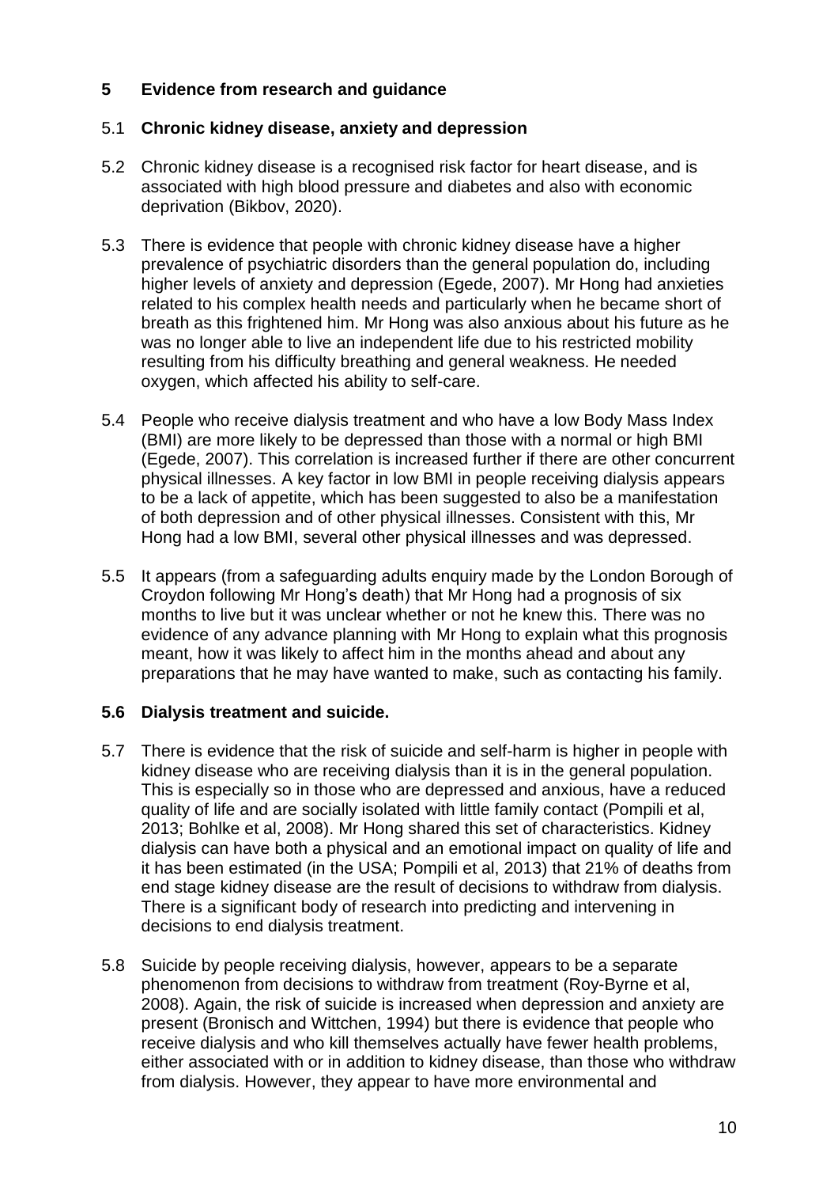## 5 Evidence from research and guidance

### 5.1 Chronic kidney disease, anxiety and depression

5.2 Chronic kidney disease is a recognised risk factor for heart disease, and is associated with high blood pressure and diabetes and also with economic deprivation (Bikbov, 2020).

5.3 There is evidence that people with chronic kidney disease have a higher prevalence of psychiatric disorders than the general population do, including higher levels of anxiety and depression (Egede, 2007). Mr Hong had anxieties related to his complex health needs and particularly when he became short of breath as this frightened him. Mr Hong was also anxious about his future as he was no longer able to live an independent life due to his restricted mobility resulting from his difficulty breathing and general weakness. He needed oxygen, which affected his ability to self-care.

5.4 People who receive dialysis treatment and who have a low Body Mass Index (BMI) are more likely to be depressed than those with a normal or high BMI (Egede, 2007). This correlation is increased further if there are other concurrent physical illnesses. A key factor in low BMI in people receiving dialysis appears to be a lack of appetite, which has been suggested to also be a manifestation of both depression and of other physical illnesses. Consistent with this, Mr Hong had a low BMI, several other physical illnesses and was depressed.

5.5 It appears (from a safeguarding adults enquiry made by the London Borough of Croydon following Mr Hong's death) that Mr Hong had a prognosis of six months to live but it was unclear whether or not he knew this. There was no evidence of any advance planning with Mr Hong to explain what this prognosis meant, how it was likely to affect him in the months ahead and about any preparations that he may have wanted to make, such as contacting his family.

### 5.6 Dialysis treatment and suicide.

5.7 There is evidence that the risk of suicide and self-harm is higher in people with kidney disease who are receiving dialysis than it is in the general population. This is especially so in those who are depressed and anxious, have a reduced quality of life and are socially isolated with little family contact (Pompili et al, 2013; Bohlke et al, 2008). Mr Hong shared this set of characteristics. Kidney dialysis can have both a physical and an emotional impact on quality of life and it has been estimated (in the USA; Pompili et al, 2013) that 21% of deaths from end stage kidney disease are the result of decisions to withdraw from dialysis. There is a significant body of research into predicting and intervening in decisions to end dialysis treatment.

5.8 Suicide by people receiving dialysis, however, appears to be a separate phenomenon from decisions to withdraw from treatment (Roy-Byrne et al, 2008). Again, the risk of suicide is increased when depression and anxiety are present (Bronisch and Wittchen, 1994) but there is evidence that people who receive dialysis and who kill themselves actually have fewer health problems, either associated with or in addition to kidney disease, than those who withdraw from dialysis. However, they appear to have more environmental and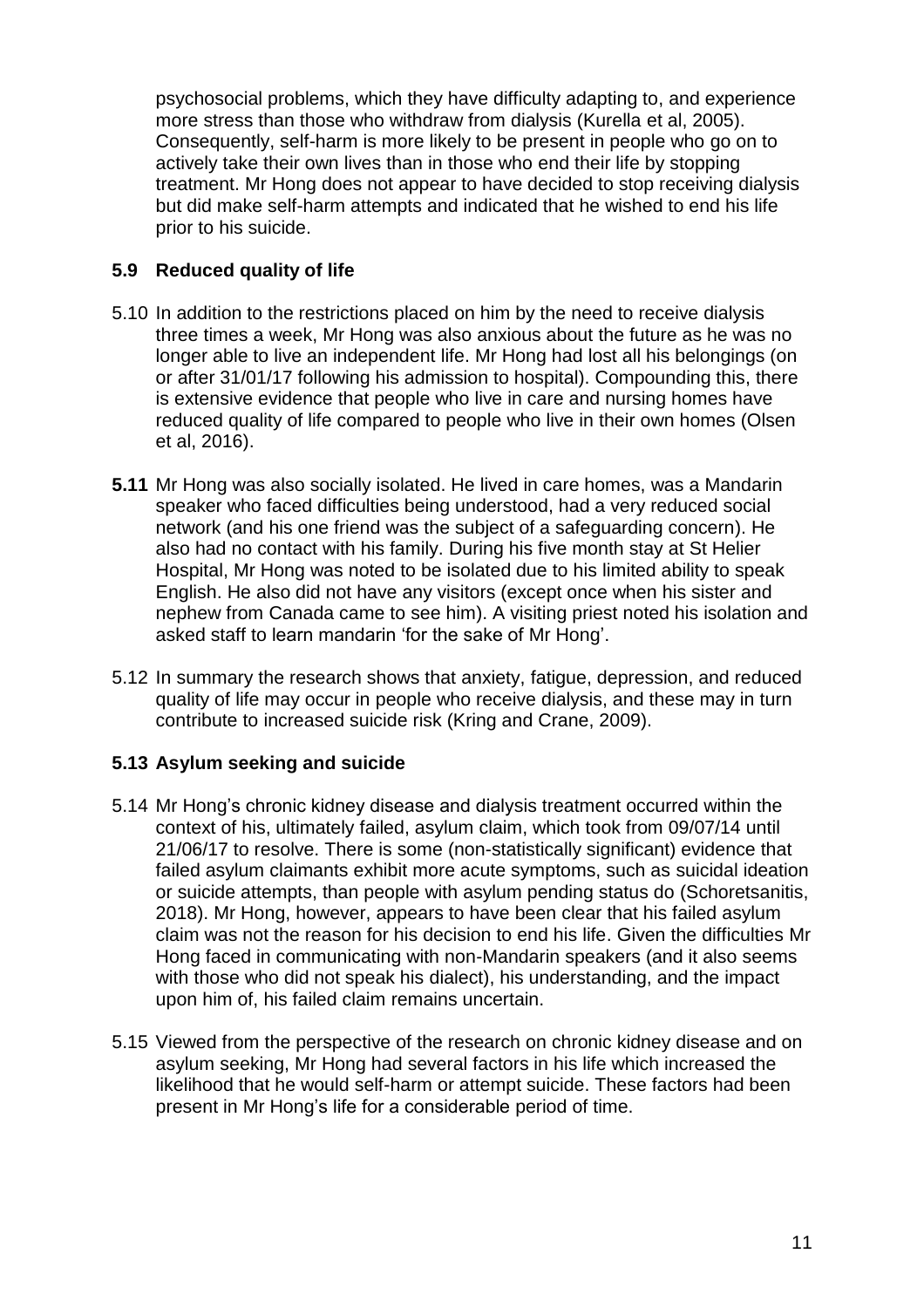psychosocial problems, which they have difficulty adapting to, and experience more stress than those who withdraw from dialysis (Kurella et al, 2005). Consequently, self-harm is more likely to be present in people who go on to actively take their own lives than in those who end their life by stopping treatment. Mr Hong does not appear to have decided to stop receiving dialysis but did make self-harm attempts and indicated that he wished to end his life prior to his suicide.

### 5.9 Reduced quality of life

5.10 In addition to the restrictions placed on him by the need to receive dialysis three times a week, Mr Hong was also anxious about the future as he was no longer able to live an independent life. Mr Hong had lost all his belongings (on or after 31/01/17 following his admission to hospital). Compounding this, there is extensive evidence that people who live in care and nursing homes have reduced quality of life compared to people who live in their own homes (Olsen et al, 2016).

**5.11** Mr Hong was also socially isolated. He lived in care homes, was a Mandarin speaker who faced difficulties being understood, had a very reduced social network (and his one friend was the subject of a safeguarding concern). He also had no contact with his family. During his five month stay at St Helier Hospital, Mr Hong was noted to be isolated due to his limited ability to speak English. He also did not have any visitors (except once when his sister and nephew from Canada came to see him). A visiting priest noted his isolation and asked staff to learn mandarin 'for the sake of Mr Hong'.

5.12 In summary the research shows that anxiety, fatigue, depression, and reduced quality of life may occur in people who receive dialysis, and these may in turn contribute to increased suicide risk (Kring and Crane, 2009).

### 5.13 Asylum seeking and suicide

5.14 Mr Hong's chronic kidney disease and dialysis treatment occurred within the context of his, ultimately failed, asylum claim, which took from 09/07/14 until 21/06/17 to resolve. There is some (non-statistically significant) evidence that failed asylum claimants exhibit more acute symptoms, such as suicidal ideation or suicide attempts, than people with asylum pending status do (Schoretsanitis, 2018). Mr Hong, however, appears to have been clear that his failed asylum claim was not the reason for his decision to end his life. Given the difficulties Mr Hong faced in communicating with non-Mandarin speakers (and it also seems with those who did not speak his dialect), his understanding, and the impact upon him of, his failed claim remains uncertain.

5.15 Viewed from the perspective of the research on chronic kidney disease and on asylum seeking, Mr Hong had several factors in his life which increased the likelihood that he would self-harm or attempt suicide. These factors had been present in Mr Hong's life for a considerable period of time.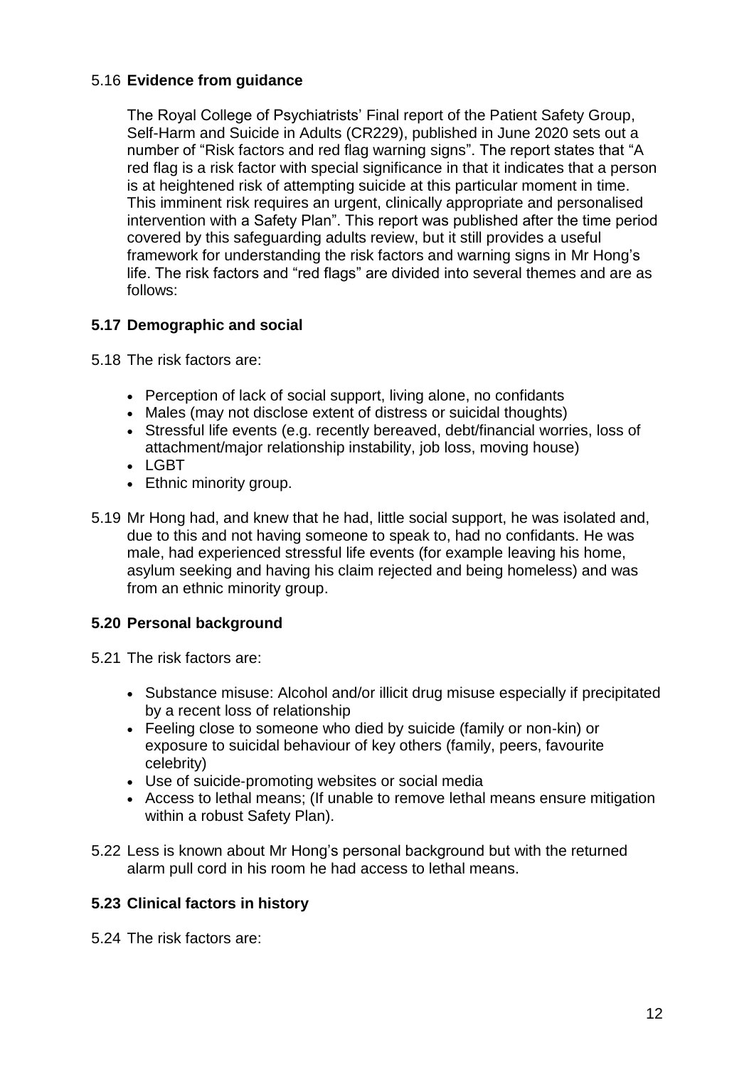### 5.16 **Evidence from guidance**

The Royal College of Psychiatrists' Final report of the Patient Safety Group, Self-Harm and Suicide in Adults (CR229), published in June 2020 sets out a number of "Risk factors and red flag warning signs". The report states that "A red flag is a risk factor with special significance in that it indicates that a person is at heightened risk of attempting suicide at this particular moment in time. This imminent risk requires an urgent, clinically appropriate and personalised intervention with a Safety Plan". This report was published after the time period covered by this safeguarding adults review, but it still provides a useful framework for understanding the risk factors and warning signs in Mr Hong's life. The risk factors and "red flags" are divided into several themes and are as follows:

### 5.17 Demographic and social

5.18 The risk factors are:

- Perception of lack of social support, living alone, no confidants
- Males (may not disclose extent of distress or suicidal thoughts)
- Stressful life events (e.g. recently bereaved, debt/financial worries, loss of attachment/major relationship instability, job loss, moving house)
- LGBT
- Ethnic minority group.

5.19 Mr Hong had, and knew that he had, little social support, he was isolated and, due to this and not having someone to speak to, had no confidants. He was male, had experienced stressful life events (for example leaving his home, asylum seeking and having his claim rejected and being homeless) and was from an ethnic minority group.

### 5.20 Personal background

5.21 The risk factors are:

- Substance misuse: Alcohol and/or illicit drug misuse especially if precipitated by a recent loss of relationship
- Feeling close to someone who died by suicide (family or non-kin) or exposure to suicidal behaviour of key others (family, peers, favourite celebrity)
- Use of suicide-promoting websites or social media
- Access to lethal means; (If unable to remove lethal means ensure mitigation within a robust Safety Plan).

5.22 Less is known about Mr Hong's personal background but with the returned alarm pull cord in his room he had access to lethal means.

### 5.23 Clinical factors in history

5.24 The risk factors are: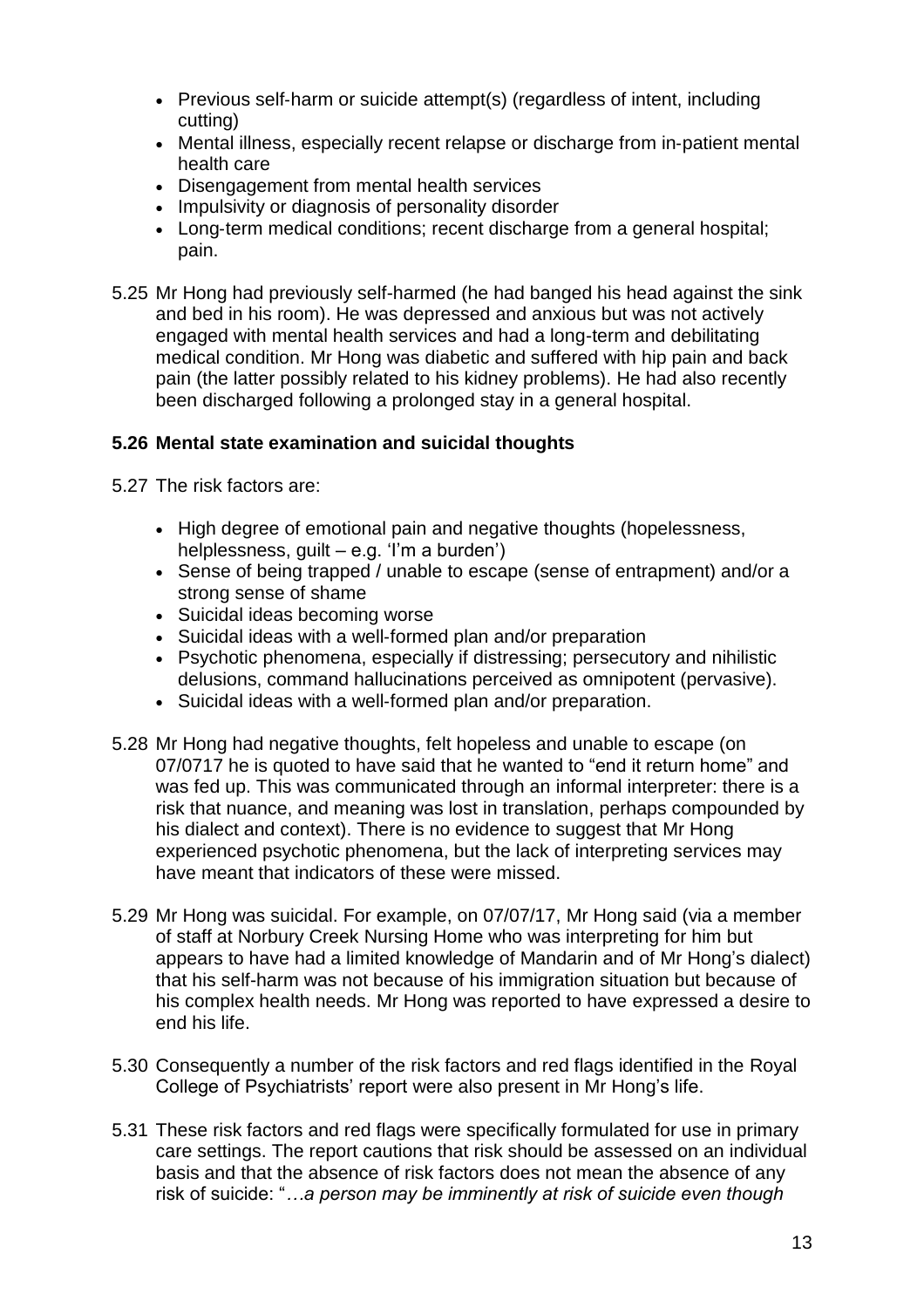- Previous self-harm or suicide attempt(s) (regardless of intent, including cutting)
- Mental illness, especially recent relapse or discharge from in-patient mental health care
- Disengagement from mental health services
- Impulsivity or diagnosis of personality disorder
- Long-term medical conditions; recent discharge from a general hospital; pain.

5.25 Mr Hong had previously self-harmed (he had banged his head against the sink and bed in his room). He was depressed and anxious but was not actively engaged with mental health services and had a long-term and debilitating medical condition. Mr Hong was diabetic and suffered with hip pain and back pain (the latter possibly related to his kidney problems). He had also recently been discharged following a prolonged stay in a general hospital.

**5.26 Mental state examination and suicidal thoughts**

5.27 The risk factors are:

- High degree of emotional pain and negative thoughts (hopelessness, helplessness, guilt – e.g. 'I'm a burden')
- Sense of being trapped / unable to escape (sense of entrapment) and/or a strong sense of shame
- Suicidal ideas becoming worse
- Suicidal ideas with a well-formed plan and/or preparation
- Psychotic phenomena, especially if distressing; persecutory and nihilistic delusions, command hallucinations perceived as omnipotent (pervasive).
- Suicidal ideas with a well-formed plan and/or preparation.

5.28 Mr Hong had negative thoughts, felt hopeless and unable to escape (on 07/0717 he is quoted to have said that he wanted to "end it return home" and was fed up. This was communicated through an informal interpreter: there is a risk that nuance, and meaning was lost in translation, perhaps compounded by his dialect and context). There is no evidence to suggest that Mr Hong experienced psychotic phenomena, but the lack of interpreting services may have meant that indicators of these were missed.

5.29 Mr Hong was suicidal. For example, on 07/07/17, Mr Hong said (via a member of staff at Norbury Creek Nursing Home who was interpreting for him but appears to have had a limited knowledge of Mandarin and of Mr Hong's dialect) that his self-harm was not because of his immigration situation but because of his complex health needs. Mr Hong was reported to have expressed a desire to end his life.

5.30 Consequently a number of the risk factors and red flags identified in the Royal College of Psychiatrists' report were also present in Mr Hong's life.

5.31 These risk factors and red flags were specifically formulated for use in primary care settings. The report cautions that risk should be assessed on an individual basis and that the absence of risk factors does not mean the absence of any risk of suicide: "*…a person may be imminently at risk of suicide even though*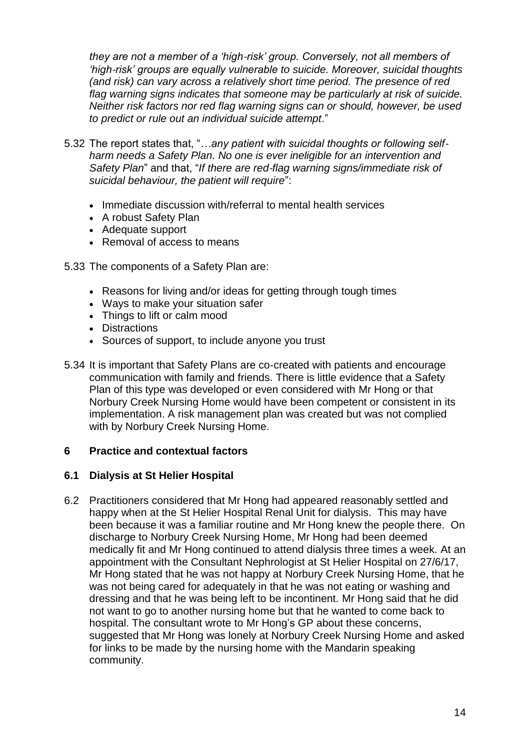*they are not a member of a 'high-risk' group. Conversely, not all members of 'high-risk' groups are equally vulnerable to suicide. Moreover, suicidal thoughts (and risk) can vary across a relatively short time period. The presence of red flag warning signs indicates that someone may be particularly at risk of suicide. Neither risk factors nor red flag warning signs can or should, however, be used to predict or rule out an individual suicide attempt*."

5.32 The report states that, "*…any patient with suicidal thoughts or following self-harm needs a Safety Plan. No one is ever ineligible for an intervention and Safety Plan*" and that, "*If there are red-flag warning signs/immediate risk of suicidal behaviour, the patient will require*":

- Immediate discussion with/referral to mental health services
- A robust Safety Plan
- Adequate support
- Removal of access to means

5.33 The components of a Safety Plan are:

- Reasons for living and/or ideas for getting through tough times
- Ways to make your situation safer
- Things to lift or calm mood
- Distractions
- Sources of support, to include anyone you trust

5.34 It is important that Safety Plans are co-created with patients and encourage communication with family and friends. There is little evidence that a Safety Plan of this type was developed or even considered with Mr Hong or that Norbury Creek Nursing Home would have been competent or consistent in its implementation. A risk management plan was created but was not complied with by Norbury Creek Nursing Home.

## 6 Practice and contextual factors

### 6.1 Dialysis at St Helier Hospital

6.2 Practitioners considered that Mr Hong had appeared reasonably settled and happy when at the St Helier Hospital Renal Unit for dialysis. This may have been because it was a familiar routine and Mr Hong knew the people there. On discharge to Norbury Creek Nursing Home, Mr Hong had been deemed medically fit and Mr Hong continued to attend dialysis three times a week. At an appointment with the Consultant Nephrologist at St Helier Hospital on 27/6/17, Mr Hong stated that he was not happy at Norbury Creek Nursing Home, that he was not being cared for adequately in that he was not eating or washing and dressing and that he was being left to be incontinent. Mr Hong said that he did not want to go to another nursing home but that he wanted to come back to hospital. The consultant wrote to Mr Hong's GP about these concerns, suggested that Mr Hong was lonely at Norbury Creek Nursing Home and asked for links to be made by the nursing home with the Mandarin speaking community.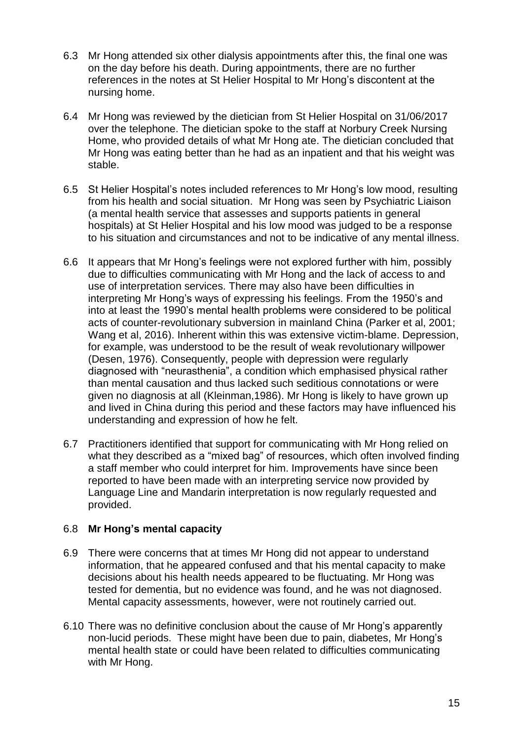6.3 Mr Hong attended six other dialysis appointments after this, the final one was on the day before his death. During appointments, there are no further references in the notes at St Helier Hospital to Mr Hong's discontent at the nursing home.

6.4 Mr Hong was reviewed by the dietician from St Helier Hospital on 31/06/2017 over the telephone. The dietician spoke to the staff at Norbury Creek Nursing Home, who provided details of what Mr Hong ate. The dietician concluded that Mr Hong was eating better than he had as an inpatient and that his weight was stable.

6.5 St Helier Hospital's notes included references to Mr Hong's low mood, resulting from his health and social situation. Mr Hong was seen by Psychiatric Liaison (a mental health service that assesses and supports patients in general hospitals) at St Helier Hospital and his low mood was judged to be a response to his situation and circumstances and not to be indicative of any mental illness.

6.6 It appears that Mr Hong's feelings were not explored further with him, possibly due to difficulties communicating with Mr Hong and the lack of access to and use of interpretation services. There may also have been difficulties in interpreting Mr Hong's ways of expressing his feelings. From the 1950's and into at least the 1990's mental health problems were considered to be political acts of counter-revolutionary subversion in mainland China (Parker et al, 2001; Wang et al, 2016). Inherent within this was extensive victim-blame. Depression, for example, was understood to be the result of weak revolutionary willpower (Desen, 1976). Consequently, people with depression were regularly diagnosed with "neurasthenia", a condition which emphasised physical rather than mental causation and thus lacked such seditious connotations or were given no diagnosis at all (Kleinman,1986). Mr Hong is likely to have grown up and lived in China during this period and these factors may have influenced his understanding and expression of how he felt.

6.7 Practitioners identified that support for communicating with Mr Hong relied on what they described as a "mixed bag" of resources, which often involved finding a staff member who could interpret for him. Improvements have since been reported to have been made with an interpreting service now provided by Language Line and Mandarin interpretation is now regularly requested and provided.

### 6.8 **Mr Hong's mental capacity**

6.9 There were concerns that at times Mr Hong did not appear to understand information, that he appeared confused and that his mental capacity to make decisions about his health needs appeared to be fluctuating. Mr Hong was tested for dementia, but no evidence was found, and he was not diagnosed. Mental capacity assessments, however, were not routinely carried out.

6.10 There was no definitive conclusion about the cause of Mr Hong's apparently non-lucid periods. These might have been due to pain, diabetes, Mr Hong's mental health state or could have been related to difficulties communicating with Mr Hong.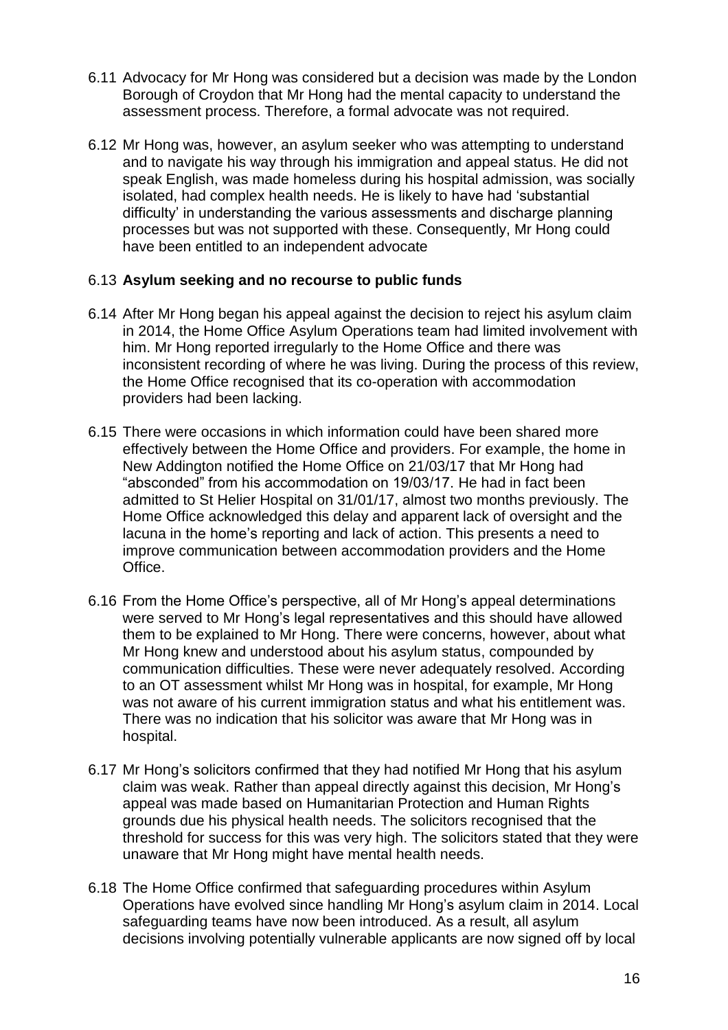6.11 Advocacy for Mr Hong was considered but a decision was made by the London Borough of Croydon that Mr Hong had the mental capacity to understand the assessment process. Therefore, a formal advocate was not required.

6.12 Mr Hong was, however, an asylum seeker who was attempting to understand and to navigate his way through his immigration and appeal status. He did not speak English, was made homeless during his hospital admission, was socially isolated, had complex health needs. He is likely to have had 'substantial difficulty' in understanding the various assessments and discharge planning processes but was not supported with these. Consequently, Mr Hong could have been entitled to an independent advocate

6.13 **Asylum seeking and no recourse to public funds**

6.14 After Mr Hong began his appeal against the decision to reject his asylum claim in 2014, the Home Office Asylum Operations team had limited involvement with him. Mr Hong reported irregularly to the Home Office and there was inconsistent recording of where he was living. During the process of this review, the Home Office recognised that its co-operation with accommodation providers had been lacking.

6.15 There were occasions in which information could have been shared more effectively between the Home Office and providers. For example, the home in New Addington notified the Home Office on 21/03/17 that Mr Hong had "absconded" from his accommodation on 19/03/17. He had in fact been admitted to St Helier Hospital on 31/01/17, almost two months previously. The Home Office acknowledged this delay and apparent lack of oversight and the lacuna in the home's reporting and lack of action. This presents a need to improve communication between accommodation providers and the Home Office.

6.16 From the Home Office's perspective, all of Mr Hong's appeal determinations were served to Mr Hong's legal representatives and this should have allowed them to be explained to Mr Hong. There were concerns, however, about what Mr Hong knew and understood about his asylum status, compounded by communication difficulties. These were never adequately resolved. According to an OT assessment whilst Mr Hong was in hospital, for example, Mr Hong was not aware of his current immigration status and what his entitlement was. There was no indication that his solicitor was aware that Mr Hong was in hospital.

6.17 Mr Hong's solicitors confirmed that they had notified Mr Hong that his asylum claim was weak. Rather than appeal directly against this decision, Mr Hong's appeal was made based on Humanitarian Protection and Human Rights grounds due his physical health needs. The solicitors recognised that the threshold for success for this was very high. The solicitors stated that they were unaware that Mr Hong might have mental health needs.

6.18 The Home Office confirmed that safeguarding procedures within Asylum Operations have evolved since handling Mr Hong's asylum claim in 2014. Local safeguarding teams have now been introduced. As a result, all asylum decisions involving potentially vulnerable applicants are now signed off by local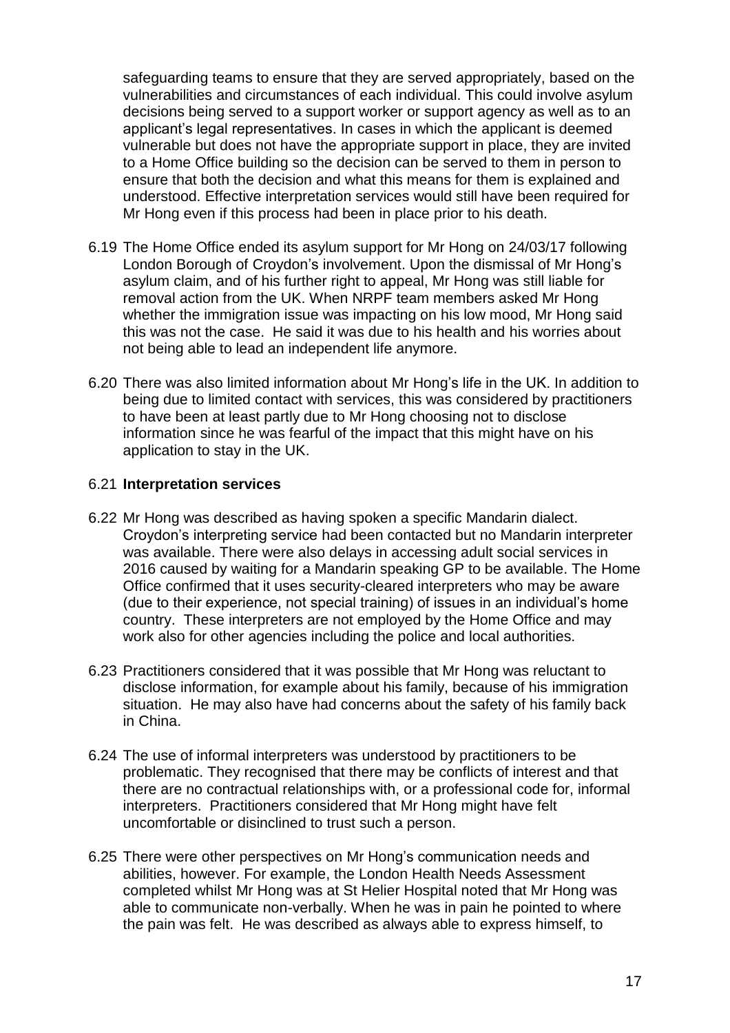safeguarding teams to ensure that they are served appropriately, based on the vulnerabilities and circumstances of each individual. This could involve asylum decisions being served to a support worker or support agency as well as to an applicant's legal representatives. In cases in which the applicant is deemed vulnerable but does not have the appropriate support in place, they are invited to a Home Office building so the decision can be served to them in person to ensure that both the decision and what this means for them is explained and understood. Effective interpretation services would still have been required for Mr Hong even if this process had been in place prior to his death.

6.19 The Home Office ended its asylum support for Mr Hong on 24/03/17 following London Borough of Croydon's involvement. Upon the dismissal of Mr Hong's asylum claim, and of his further right to appeal, Mr Hong was still liable for removal action from the UK. When NRPF team members asked Mr Hong whether the immigration issue was impacting on his low mood, Mr Hong said this was not the case. He said it was due to his health and his worries about not being able to lead an independent life anymore.

6.20 There was also limited information about Mr Hong's life in the UK. In addition to being due to limited contact with services, this was considered by practitioners to have been at least partly due to Mr Hong choosing not to disclose information since he was fearful of the impact that this might have on his application to stay in the UK.

6.21 **Interpretation services**

6.22 Mr Hong was described as having spoken a specific Mandarin dialect. Croydon's interpreting service had been contacted but no Mandarin interpreter was available. There were also delays in accessing adult social services in 2016 caused by waiting for a Mandarin speaking GP to be available. The Home Office confirmed that it uses security-cleared interpreters who may be aware (due to their experience, not special training) of issues in an individual's home country. These interpreters are not employed by the Home Office and may work also for other agencies including the police and local authorities.

6.23 Practitioners considered that it was possible that Mr Hong was reluctant to disclose information, for example about his family, because of his immigration situation. He may also have had concerns about the safety of his family back in China.

6.24 The use of informal interpreters was understood by practitioners to be problematic. They recognised that there may be conflicts of interest and that there are no contractual relationships with, or a professional code for, informal interpreters. Practitioners considered that Mr Hong might have felt uncomfortable or disinclined to trust such a person.

6.25 There were other perspectives on Mr Hong's communication needs and abilities, however. For example, the London Health Needs Assessment completed whilst Mr Hong was at St Helier Hospital noted that Mr Hong was able to communicate non-verbally. When he was in pain he pointed to where the pain was felt. He was described as always able to express himself, to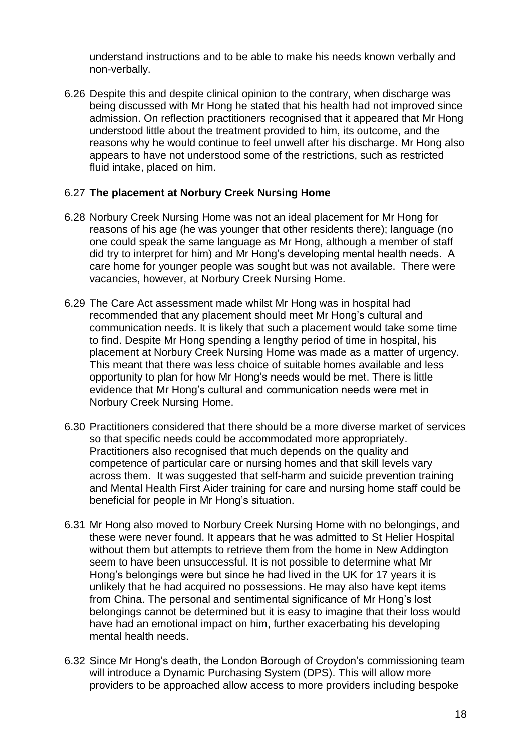understand instructions and to be able to make his needs known verbally and non-verbally.

6.26 Despite this and despite clinical opinion to the contrary, when discharge was being discussed with Mr Hong he stated that his health had not improved since admission. On reflection practitioners recognised that it appeared that Mr Hong understood little about the treatment provided to him, its outcome, and the reasons why he would continue to feel unwell after his discharge. Mr Hong also appears to have not understood some of the restrictions, such as restricted fluid intake, placed on him.

6.27 **The placement at Norbury Creek Nursing Home**

6.28 Norbury Creek Nursing Home was not an ideal placement for Mr Hong for reasons of his age (he was younger that other residents there); language (no one could speak the same language as Mr Hong, although a member of staff did try to interpret for him) and Mr Hong's developing mental health needs. A care home for younger people was sought but was not available. There were vacancies, however, at Norbury Creek Nursing Home.

6.29 The Care Act assessment made whilst Mr Hong was in hospital had recommended that any placement should meet Mr Hong's cultural and communication needs. It is likely that such a placement would take some time to find. Despite Mr Hong spending a lengthy period of time in hospital, his placement at Norbury Creek Nursing Home was made as a matter of urgency. This meant that there was less choice of suitable homes available and less opportunity to plan for how Mr Hong's needs would be met. There is little evidence that Mr Hong's cultural and communication needs were met in Norbury Creek Nursing Home.

6.30 Practitioners considered that there should be a more diverse market of services so that specific needs could be accommodated more appropriately. Practitioners also recognised that much depends on the quality and competence of particular care or nursing homes and that skill levels vary across them. It was suggested that self-harm and suicide prevention training and Mental Health First Aider training for care and nursing home staff could be beneficial for people in Mr Hong's situation.

6.31 Mr Hong also moved to Norbury Creek Nursing Home with no belongings, and these were never found. It appears that he was admitted to St Helier Hospital without them but attempts to retrieve them from the home in New Addington seem to have been unsuccessful. It is not possible to determine what Mr Hong's belongings were but since he had lived in the UK for 17 years it is unlikely that he had acquired no possessions. He may also have kept items from China. The personal and sentimental significance of Mr Hong's lost belongings cannot be determined but it is easy to imagine that their loss would have had an emotional impact on him, further exacerbating his developing mental health needs.

6.32 Since Mr Hong's death, the London Borough of Croydon's commissioning team will introduce a Dynamic Purchasing System (DPS). This will allow more providers to be approached allow access to more providers including bespoke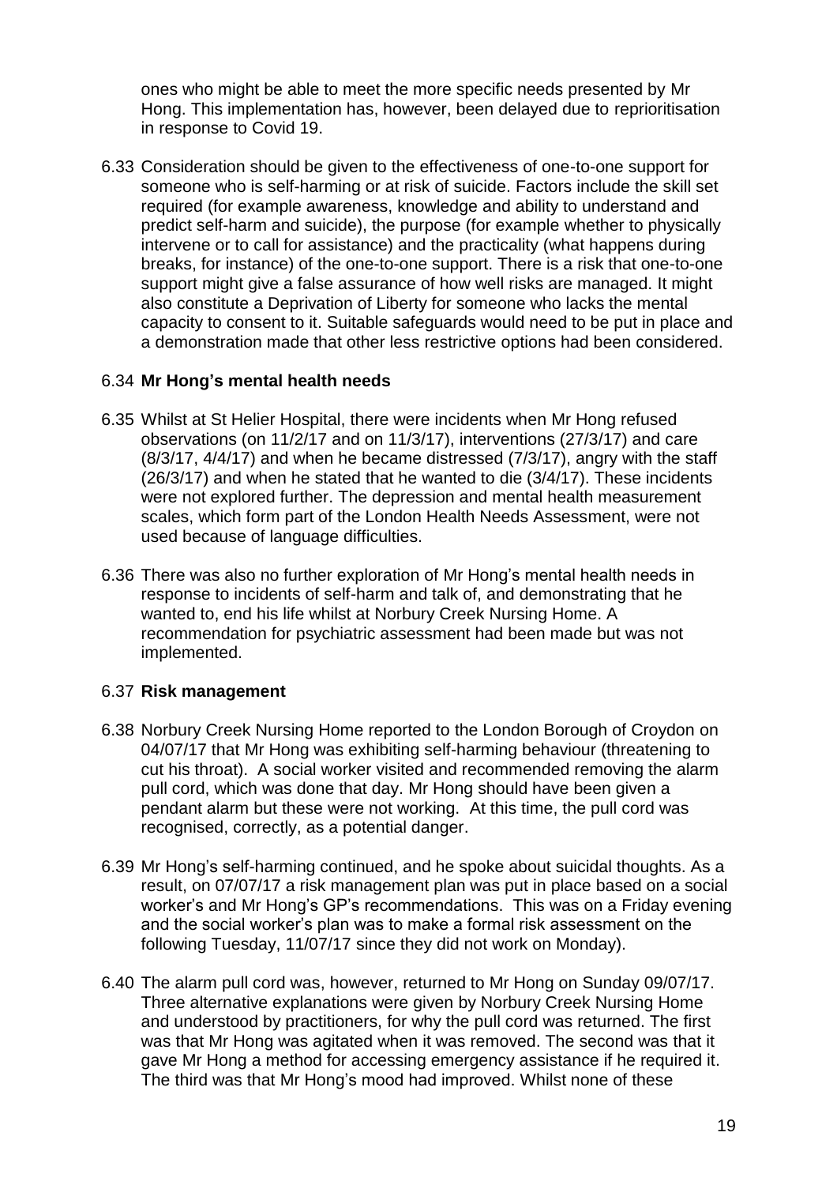ones who might be able to meet the more specific needs presented by Mr Hong. This implementation has, however, been delayed due to reprioritisation in response to Covid 19.

6.33 Consideration should be given to the effectiveness of one-to-one support for someone who is self-harming or at risk of suicide. Factors include the skill set required (for example awareness, knowledge and ability to understand and predict self-harm and suicide), the purpose (for example whether to physically intervene or to call for assistance) and the practicality (what happens during breaks, for instance) of the one-to-one support. There is a risk that one-to-one support might give a false assurance of how well risks are managed. It might also constitute a Deprivation of Liberty for someone who lacks the mental capacity to consent to it. Suitable safeguards would need to be put in place and a demonstration made that other less restrictive options had been considered.

6.34 **Mr Hong's mental health needs**

6.35 Whilst at St Helier Hospital, there were incidents when Mr Hong refused observations (on 11/2/17 and on 11/3/17), interventions (27/3/17) and care (8/3/17, 4/4/17) and when he became distressed (7/3/17), angry with the staff (26/3/17) and when he stated that he wanted to die (3/4/17). These incidents were not explored further. The depression and mental health measurement scales, which form part of the London Health Needs Assessment, were not used because of language difficulties.

6.36 There was also no further exploration of Mr Hong's mental health needs in response to incidents of self-harm and talk of, and demonstrating that he wanted to, end his life whilst at Norbury Creek Nursing Home. A recommendation for psychiatric assessment had been made but was not implemented.

6.37 **Risk management**

6.38 Norbury Creek Nursing Home reported to the London Borough of Croydon on 04/07/17 that Mr Hong was exhibiting self-harming behaviour (threatening to cut his throat). A social worker visited and recommended removing the alarm pull cord, which was done that day. Mr Hong should have been given a pendant alarm but these were not working. At this time, the pull cord was recognised, correctly, as a potential danger.

6.39 Mr Hong's self-harming continued, and he spoke about suicidal thoughts. As a result, on 07/07/17 a risk management plan was put in place based on a social worker's and Mr Hong's GP's recommendations. This was on a Friday evening and the social worker's plan was to make a formal risk assessment on the following Tuesday, 11/07/17 since they did not work on Monday).

6.40 The alarm pull cord was, however, returned to Mr Hong on Sunday 09/07/17. Three alternative explanations were given by Norbury Creek Nursing Home and understood by practitioners, for why the pull cord was returned. The first was that Mr Hong was agitated when it was removed. The second was that it gave Mr Hong a method for accessing emergency assistance if he required it. The third was that Mr Hong's mood had improved. Whilst none of these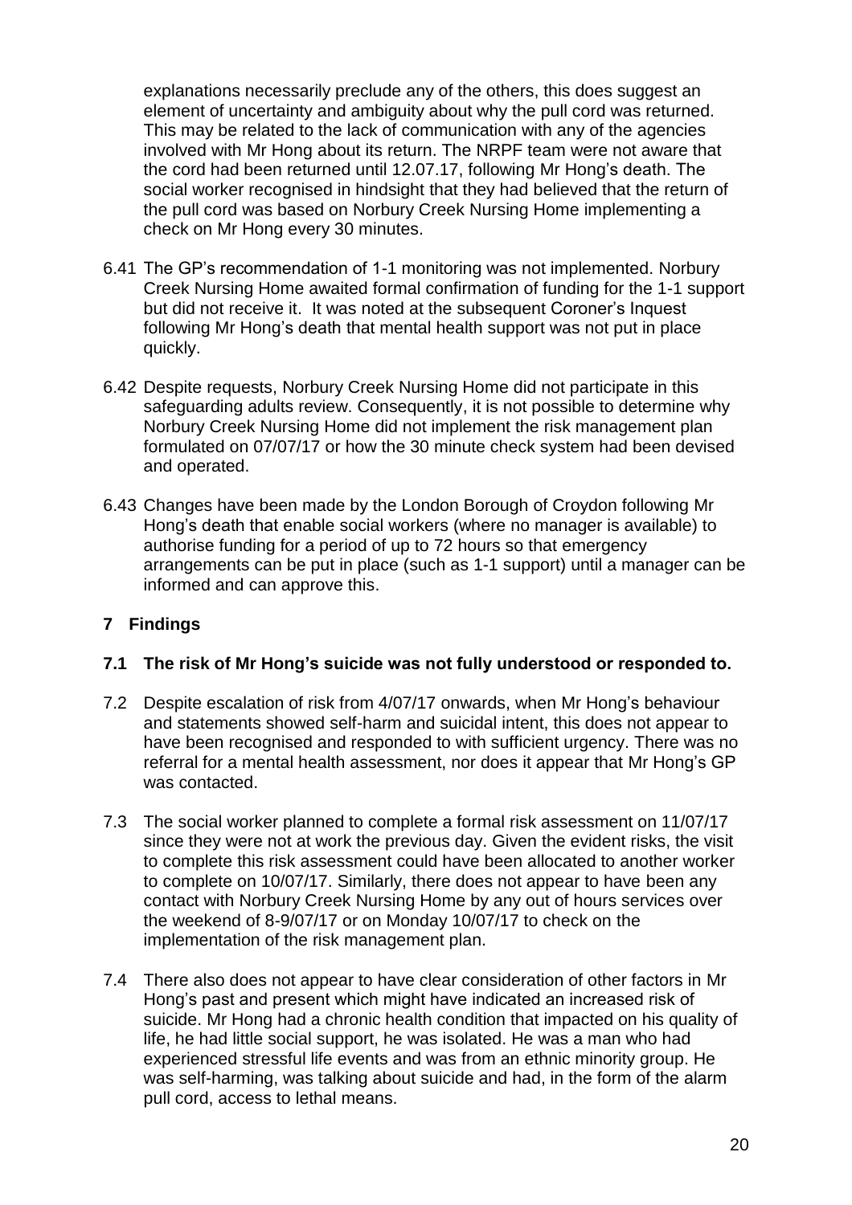explanations necessarily preclude any of the others, this does suggest an element of uncertainty and ambiguity about why the pull cord was returned. This may be related to the lack of communication with any of the agencies involved with Mr Hong about its return. The NRPF team were not aware that the cord had been returned until 12.07.17, following Mr Hong's death. The social worker recognised in hindsight that they had believed that the return of the pull cord was based on Norbury Creek Nursing Home implementing a check on Mr Hong every 30 minutes.

6.41 The GP's recommendation of 1-1 monitoring was not implemented. Norbury Creek Nursing Home awaited formal confirmation of funding for the 1-1 support but did not receive it. It was noted at the subsequent Coroner's Inquest following Mr Hong's death that mental health support was not put in place quickly.

6.42 Despite requests, Norbury Creek Nursing Home did not participate in this safeguarding adults review. Consequently, it is not possible to determine why Norbury Creek Nursing Home did not implement the risk management plan formulated on 07/07/17 or how the 30 minute check system had been devised and operated.

6.43 Changes have been made by the London Borough of Croydon following Mr Hong's death that enable social workers (where no manager is available) to authorise funding for a period of up to 72 hours so that emergency arrangements can be put in place (such as 1-1 support) until a manager can be informed and can approve this.

## 7 Findings

### 7.1 The risk of Mr Hong's suicide was not fully understood or responded to.

7.2 Despite escalation of risk from 4/07/17 onwards, when Mr Hong's behaviour and statements showed self-harm and suicidal intent, this does not appear to have been recognised and responded to with sufficient urgency. There was no referral for a mental health assessment, nor does it appear that Mr Hong's GP was contacted.

7.3 The social worker planned to complete a formal risk assessment on 11/07/17 since they were not at work the previous day. Given the evident risks, the visit to complete this risk assessment could have been allocated to another worker to complete on 10/07/17. Similarly, there does not appear to have been any contact with Norbury Creek Nursing Home by any out of hours services over the weekend of 8-9/07/17 or on Monday 10/07/17 to check on the implementation of the risk management plan.

7.4 There also does not appear to have clear consideration of other factors in Mr Hong's past and present which might have indicated an increased risk of suicide. Mr Hong had a chronic health condition that impacted on his quality of life, he had little social support, he was isolated. He was a man who had experienced stressful life events and was from an ethnic minority group. He was self-harming, was talking about suicide and had, in the form of the alarm pull cord, access to lethal means.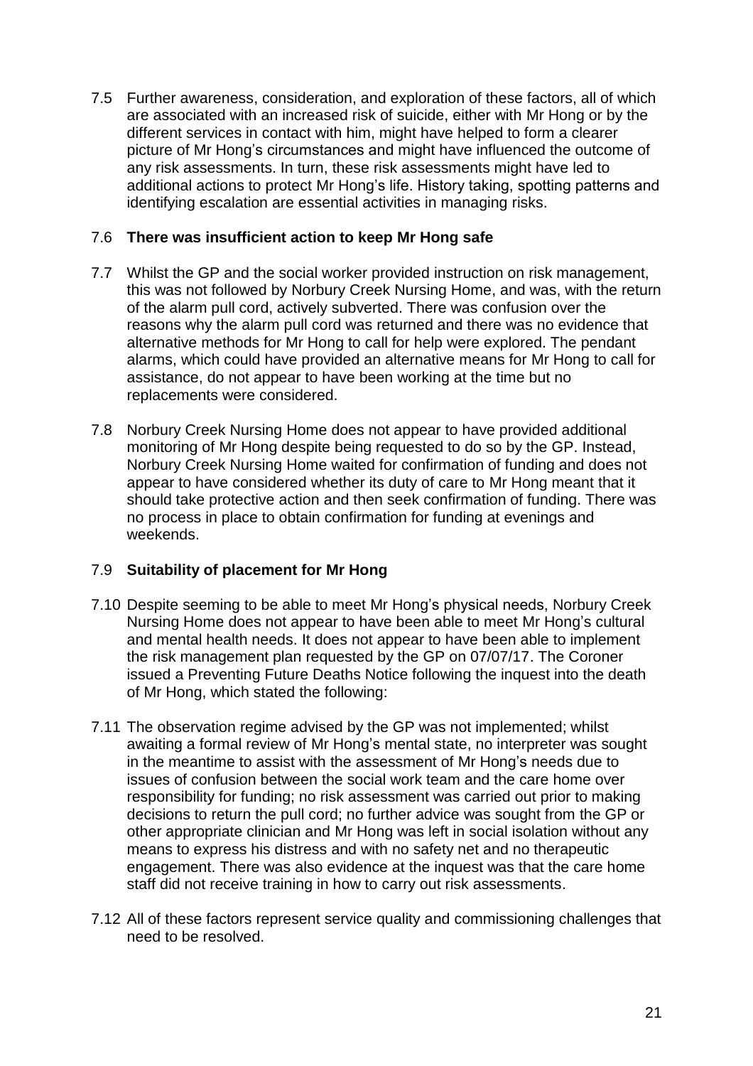7.5 Further awareness, consideration, and exploration of these factors, all of which are associated with an increased risk of suicide, either with Mr Hong or by the different services in contact with him, might have helped to form a clearer picture of Mr Hong's circumstances and might have influenced the outcome of any risk assessments. In turn, these risk assessments might have led to additional actions to protect Mr Hong's life. History taking, spotting patterns and identifying escalation are essential activities in managing risks.

7.6 **There was insufficient action to keep Mr Hong safe**

7.7 Whilst the GP and the social worker provided instruction on risk management, this was not followed by Norbury Creek Nursing Home, and was, with the return of the alarm pull cord, actively subverted. There was confusion over the reasons why the alarm pull cord was returned and there was no evidence that alternative methods for Mr Hong to call for help were explored. The pendant alarms, which could have provided an alternative means for Mr Hong to call for assistance, do not appear to have been working at the time but no replacements were considered.

7.8 Norbury Creek Nursing Home does not appear to have provided additional monitoring of Mr Hong despite being requested to do so by the GP. Instead, Norbury Creek Nursing Home waited for confirmation of funding and does not appear to have considered whether its duty of care to Mr Hong meant that it should take protective action and then seek confirmation of funding. There was no process in place to obtain confirmation for funding at evenings and weekends.

7.9 **Suitability of placement for Mr Hong**

7.10 Despite seeming to be able to meet Mr Hong's physical needs, Norbury Creek Nursing Home does not appear to have been able to meet Mr Hong's cultural and mental health needs. It does not appear to have been able to implement the risk management plan requested by the GP on 07/07/17. The Coroner issued a Preventing Future Deaths Notice following the inquest into the death of Mr Hong, which stated the following:

7.11 The observation regime advised by the GP was not implemented; whilst awaiting a formal review of Mr Hong's mental state, no interpreter was sought in the meantime to assist with the assessment of Mr Hong's needs due to issues of confusion between the social work team and the care home over responsibility for funding; no risk assessment was carried out prior to making decisions to return the pull cord; no further advice was sought from the GP or other appropriate clinician and Mr Hong was left in social isolation without any means to express his distress and with no safety net and no therapeutic engagement. There was also evidence at the inquest was that the care home staff did not receive training in how to carry out risk assessments.

7.12 All of these factors represent service quality and commissioning challenges that need to be resolved.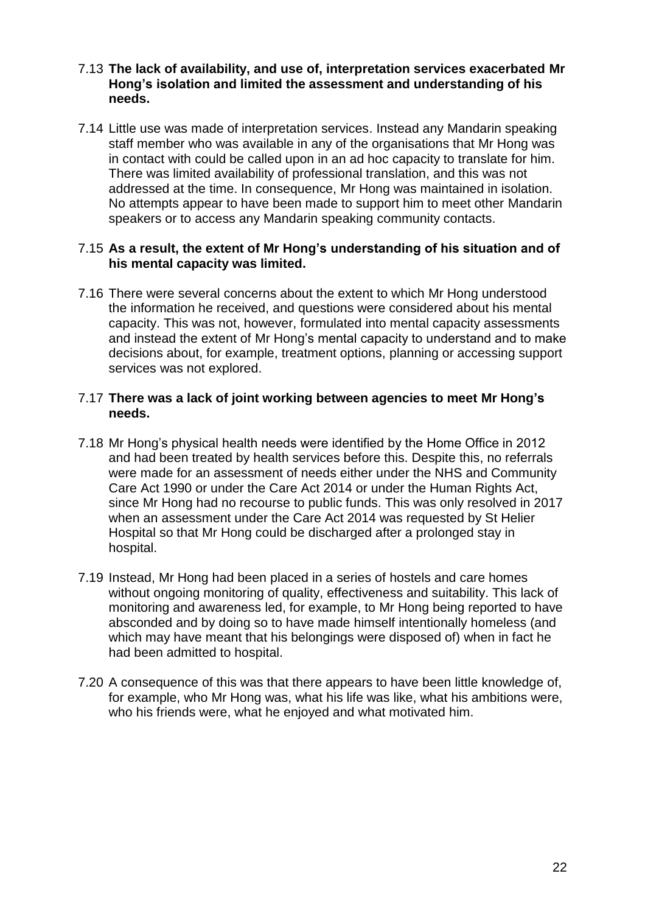7.13 **The lack of availability, and use of, interpretation services exacerbated Mr Hong's isolation and limited the assessment and understanding of his needs.**

7.14 Little use was made of interpretation services. Instead any Mandarin speaking staff member who was available in any of the organisations that Mr Hong was in contact with could be called upon in an ad hoc capacity to translate for him. There was limited availability of professional translation, and this was not addressed at the time. In consequence, Mr Hong was maintained in isolation. No attempts appear to have been made to support him to meet other Mandarin speakers or to access any Mandarin speaking community contacts.

7.15 **As a result, the extent of Mr Hong's understanding of his situation and of his mental capacity was limited.**

7.16 There were several concerns about the extent to which Mr Hong understood the information he received, and questions were considered about his mental capacity. This was not, however, formulated into mental capacity assessments and instead the extent of Mr Hong's mental capacity to understand and to make decisions about, for example, treatment options, planning or accessing support services was not explored.

7.17 **There was a lack of joint working between agencies to meet Mr Hong's needs.**

7.18 Mr Hong's physical health needs were identified by the Home Office in 2012 and had been treated by health services before this. Despite this, no referrals were made for an assessment of needs either under the NHS and Community Care Act 1990 or under the Care Act 2014 or under the Human Rights Act, since Mr Hong had no recourse to public funds. This was only resolved in 2017 when an assessment under the Care Act 2014 was requested by St Helier Hospital so that Mr Hong could be discharged after a prolonged stay in hospital.

7.19 Instead, Mr Hong had been placed in a series of hostels and care homes without ongoing monitoring of quality, effectiveness and suitability. This lack of monitoring and awareness led, for example, to Mr Hong being reported to have absconded and by doing so to have made himself intentionally homeless (and which may have meant that his belongings were disposed of) when in fact he had been admitted to hospital.

7.20 A consequence of this was that there appears to have been little knowledge of, for example, who Mr Hong was, what his life was like, what his ambitions were, who his friends were, what he enjoyed and what motivated him.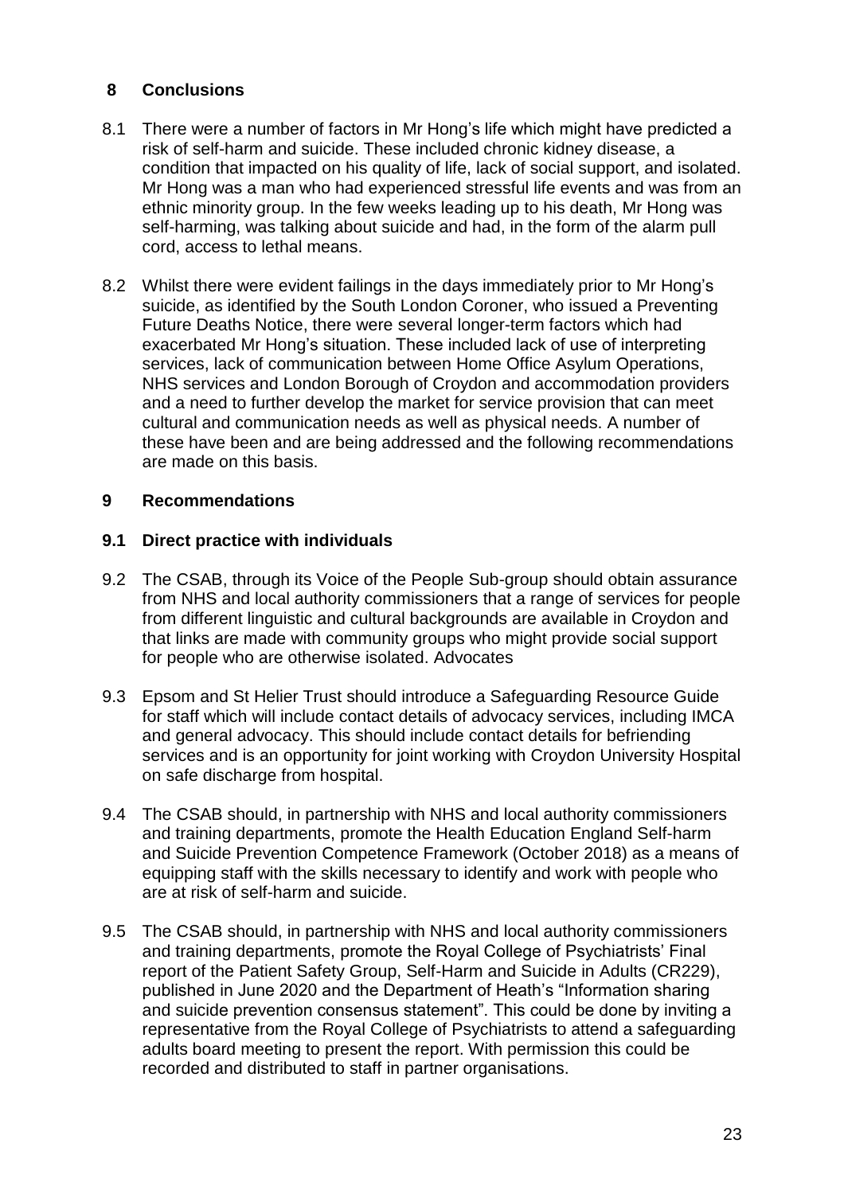## 8 Conclusions

8.1 There were a number of factors in Mr Hong's life which might have predicted a risk of self-harm and suicide. These included chronic kidney disease, a condition that impacted on his quality of life, lack of social support, and isolated. Mr Hong was a man who had experienced stressful life events and was from an ethnic minority group. In the few weeks leading up to his death, Mr Hong was self-harming, was talking about suicide and had, in the form of the alarm pull cord, access to lethal means.

8.2 Whilst there were evident failings in the days immediately prior to Mr Hong's suicide, as identified by the South London Coroner, who issued a Preventing Future Deaths Notice, there were several longer-term factors which had exacerbated Mr Hong's situation. These included lack of use of interpreting services, lack of communication between Home Office Asylum Operations, NHS services and London Borough of Croydon and accommodation providers and a need to further develop the market for service provision that can meet cultural and communication needs as well as physical needs. A number of these have been and are being addressed and the following recommendations are made on this basis.

## 9 Recommendations

### 9.1 Direct practice with individuals

9.2 The CSAB, through its Voice of the People Sub-group should obtain assurance from NHS and local authority commissioners that a range of services for people from different linguistic and cultural backgrounds are available in Croydon and that links are made with community groups who might provide social support for people who are otherwise isolated. Advocates

9.3 Epsom and St Helier Trust should introduce a Safeguarding Resource Guide for staff which will include contact details of advocacy services, including IMCA and general advocacy. This should include contact details for befriending services and is an opportunity for joint working with Croydon University Hospital on safe discharge from hospital.

9.4 The CSAB should, in partnership with NHS and local authority commissioners and training departments, promote the Health Education England Self-harm and Suicide Prevention Competence Framework (October 2018) as a means of equipping staff with the skills necessary to identify and work with people who are at risk of self-harm and suicide.

9.5 The CSAB should, in partnership with NHS and local authority commissioners and training departments, promote the Royal College of Psychiatrists' Final report of the Patient Safety Group, Self-Harm and Suicide in Adults (CR229), published in June 2020 and the Department of Heath's "Information sharing and suicide prevention consensus statement". This could be done by inviting a representative from the Royal College of Psychiatrists to attend a safeguarding adults board meeting to present the report. With permission this could be recorded and distributed to staff in partner organisations.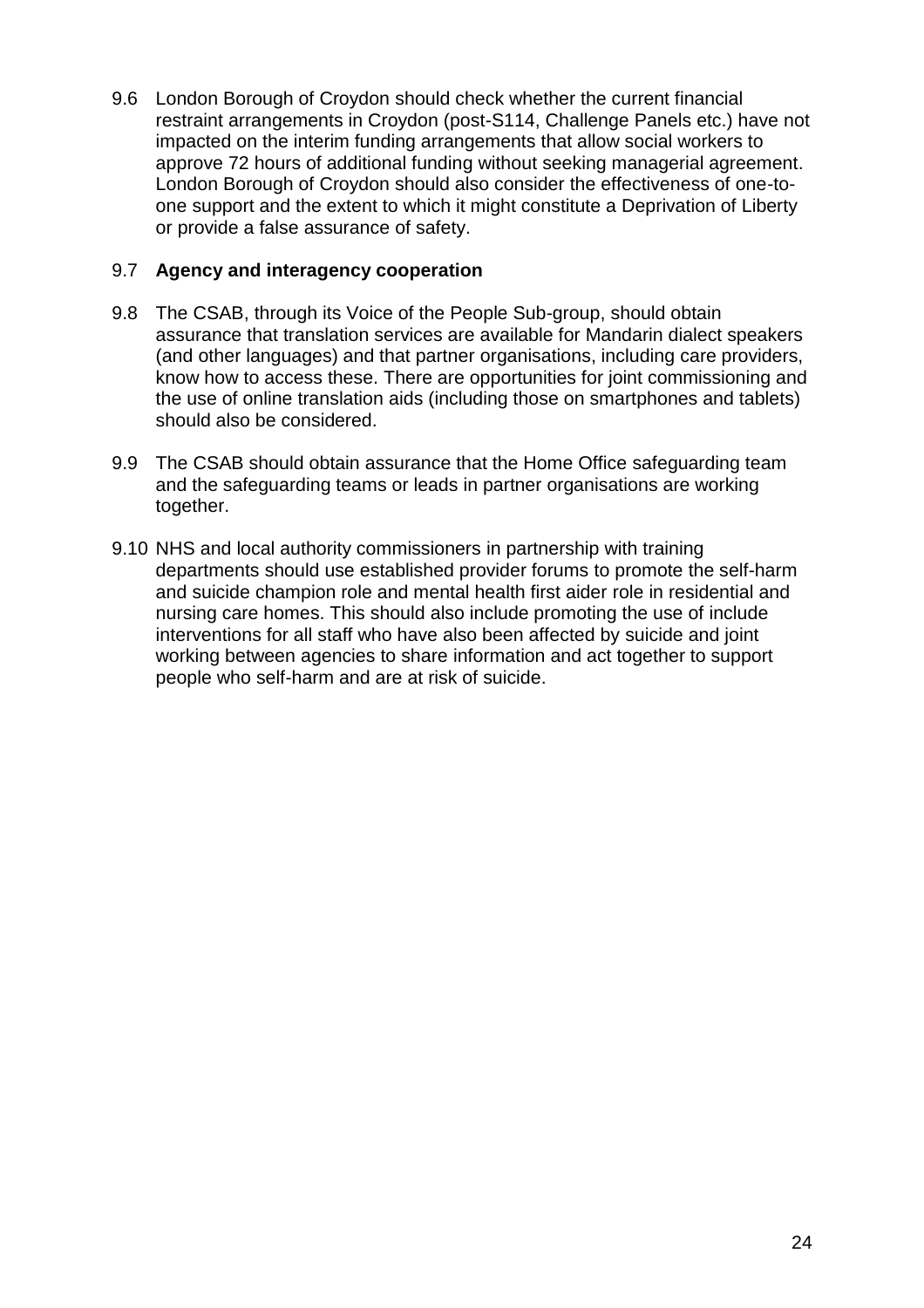9.6 London Borough of Croydon should check whether the current financial restraint arrangements in Croydon (post-S114, Challenge Panels etc.) have not impacted on the interim funding arrangements that allow social workers to approve 72 hours of additional funding without seeking managerial agreement. London Borough of Croydon should also consider the effectiveness of one-to-one support and the extent to which it might constitute a Deprivation of Liberty or provide a false assurance of safety.

9.7 **Agency and interagency cooperation**

9.8 The CSAB, through its Voice of the People Sub-group, should obtain assurance that translation services are available for Mandarin dialect speakers (and other languages) and that partner organisations, including care providers, know how to access these. There are opportunities for joint commissioning and the use of online translation aids (including those on smartphones and tablets) should also be considered.

9.9 The CSAB should obtain assurance that the Home Office safeguarding team and the safeguarding teams or leads in partner organisations are working together.

9.10 NHS and local authority commissioners in partnership with training departments should use established provider forums to promote the self-harm and suicide champion role and mental health first aider role in residential and nursing care homes. This should also include promoting the use of include interventions for all staff who have also been affected by suicide and joint working between agencies to share information and act together to support people who self-harm and are at risk of suicide.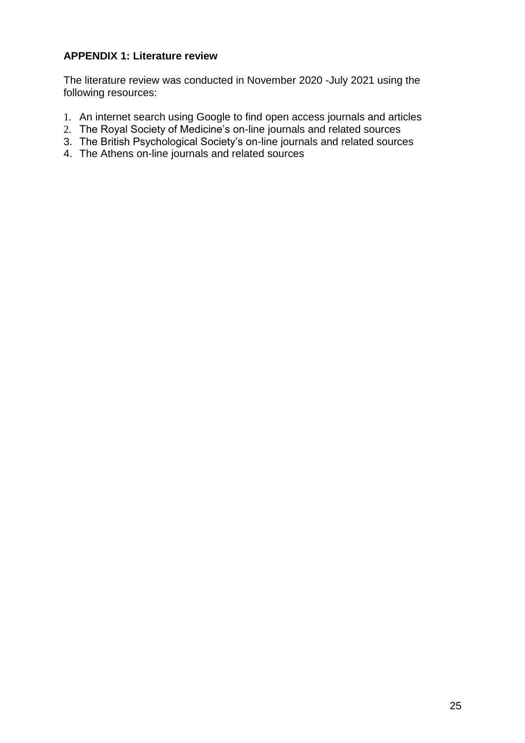**APPENDIX 1: Literature review**

The literature review was conducted in November 2020 -July 2021 using the following resources:

1. An internet search using Google to find open access journals and articles
2. The Royal Society of Medicine's on-line journals and related sources
3. The British Psychological Society's on-line journals and related sources
4. The Athens on-line journals and related sources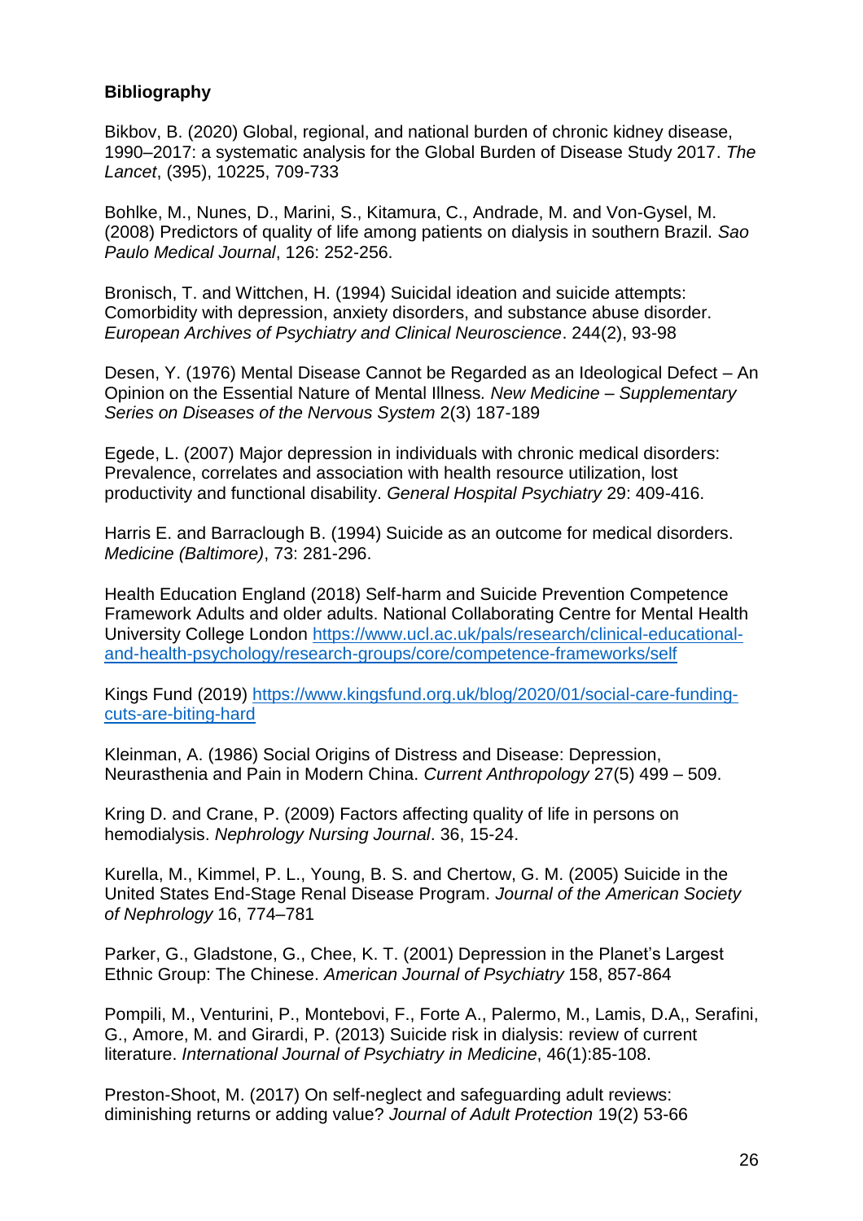**Bibliography**

Bikbov, B. (2020) Global, regional, and national burden of chronic kidney disease, 1990–2017: a systematic analysis for the Global Burden of Disease Study 2017. *The Lancet*, (395), 10225, 709-733

Bohlke, M., Nunes, D., Marini, S., Kitamura, C., Andrade, M. and Von-Gysel, M. (2008) Predictors of quality of life among patients on dialysis in southern Brazil. *Sao Paulo Medical Journal*, 126: 252-256.

Bronisch, T. and Wittchen, H. (1994) Suicidal ideation and suicide attempts: Comorbidity with depression, anxiety disorders, and substance abuse disorder. *European Archives of Psychiatry and Clinical Neuroscience*. 244(2), 93-98

Desen, Y. (1976) Mental Disease Cannot be Regarded as an Ideological Defect – An Opinion on the Essential Nature of Mental Illness. *New Medicine – Supplementary Series on Diseases of the Nervous System* 2(3) 187-189

Egede, L. (2007) Major depression in individuals with chronic medical disorders: Prevalence, correlates and association with health resource utilization, lost productivity and functional disability. *General Hospital Psychiatry* 29: 409-416.

Harris E. and Barraclough B. (1994) Suicide as an outcome for medical disorders. *Medicine (Baltimore)*, 73: 281-296.

Health Education England (2018) Self-harm and Suicide Prevention Competence Framework Adults and older adults. National Collaborating Centre for Mental Health University College London [https://www.ucl.ac.uk/pals/research/clinical-educational-and-health-psychology/research-groups/core/competence-frameworks/self](https://www.ucl.ac.uk/pals/research/clinical-educational-and-health-psychology/research-groups/core/competence-frameworks/self)

Kings Fund (2019) [https://www.kingsfund.org.uk/blog/2020/01/social-care-funding-cuts-are-biting-hard](https://www.kingsfund.org.uk/blog/2020/01/social-care-funding-cuts-are-biting-hard)

Kleinman, A. (1986) Social Origins of Distress and Disease: Depression, Neurasthenia and Pain in Modern China. *Current Anthropology* 27(5) 499 – 509.

Kring D. and Crane, P. (2009) Factors affecting quality of life in persons on hemodialysis. *Nephrology Nursing Journal*. 36, 15-24.

Kurella, M., Kimmel, P. L., Young, B. S. and Chertow, G. M. (2005) Suicide in the United States End-Stage Renal Disease Program. *Journal of the American Society of Nephrology* 16, 774–781

Parker, G., Gladstone, G., Chee, K. T. (2001) Depression in the Planet's Largest Ethnic Group: The Chinese. *American Journal of Psychiatry* 158, 857-864

Pompili, M., Venturini, P., Montebovi, F., Forte A., Palermo, M., Lamis, D.A,, Serafini, G., Amore, M. and Girardi, P. (2013) Suicide risk in dialysis: review of current literature. *International Journal of Psychiatry in Medicine*, 46(1):85-108.

Preston-Shoot, M. (2017) On self-neglect and safeguarding adult reviews: diminishing returns or adding value? *Journal of Adult Protection* 19(2) 53-66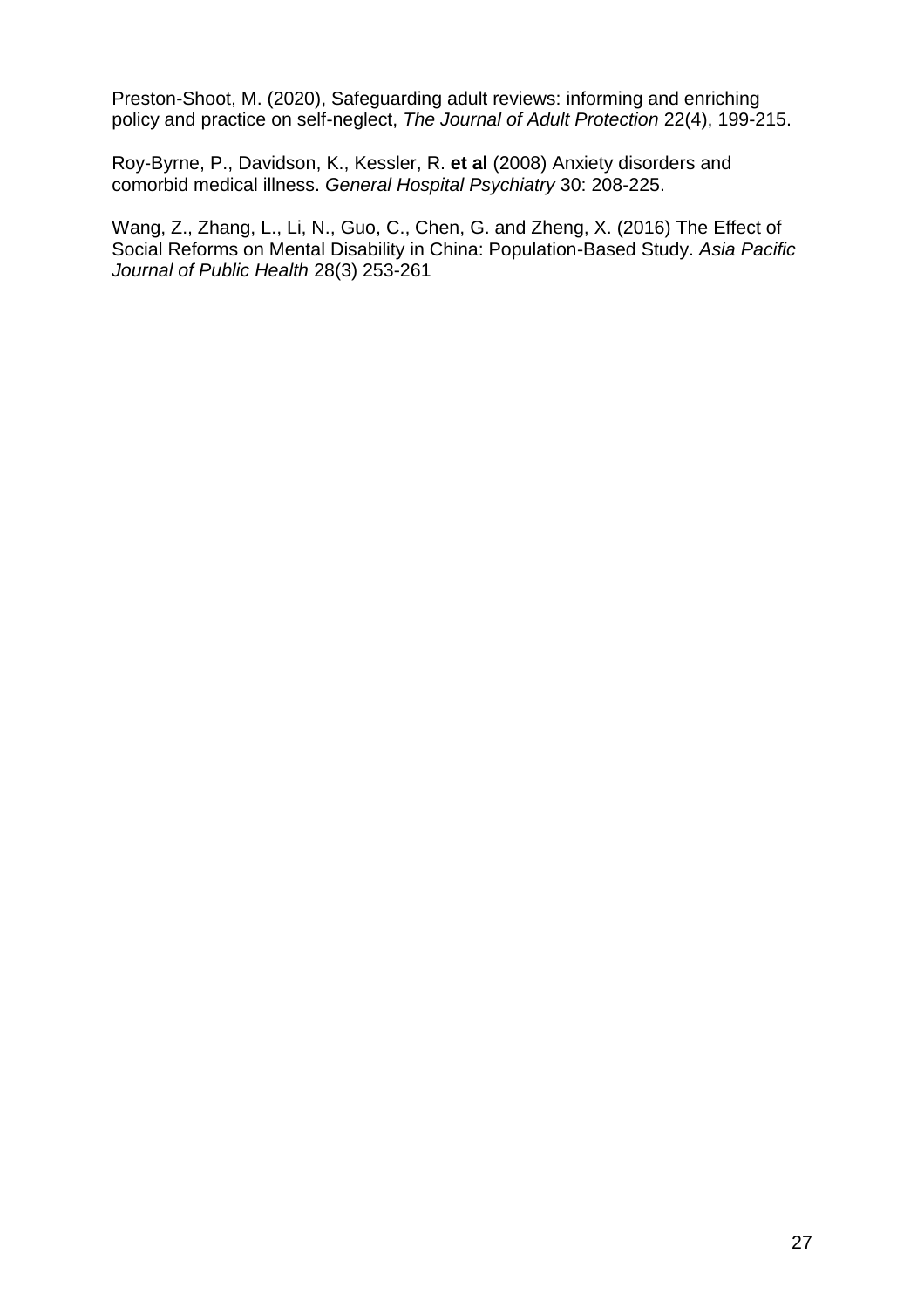Preston-Shoot, M. (2020), Safeguarding adult reviews: informing and enriching policy and practice on self-neglect, *The Journal of Adult Protection* 22(4), 199-215.

Roy-Byrne, P., Davidson, K., Kessler, R. **et al** (2008) Anxiety disorders and comorbid medical illness. *General Hospital Psychiatry* 30: 208-225.

Wang, Z., Zhang, L., Li, N., Guo, C., Chen, G. and Zheng, X. (2016) The Effect of Social Reforms on Mental Disability in China: Population-Based Study. *Asia Pacific Journal of Public Health* 28(3) 253-261